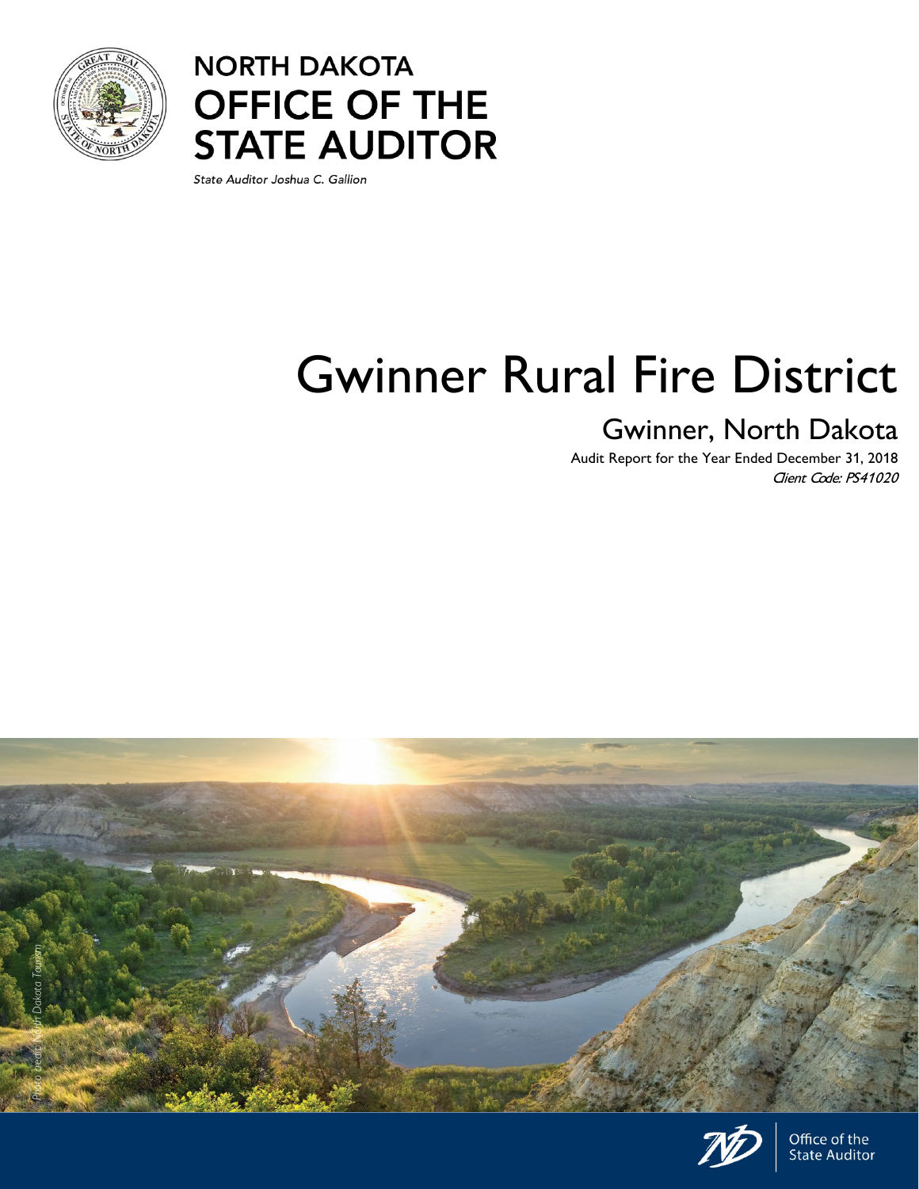# NORTH DAKOTA OFFICE OF THE STATE AUDITOR

*State Auditor Joshua C. Gallion*

# Gwinner Rural Fire District

## Gwinner, North Dakota

Audit Report for the Year Ended December 31, 2018

*Client Code: PS41020*

*Photo credit: North Dakota Tourism*

Office of the State Auditor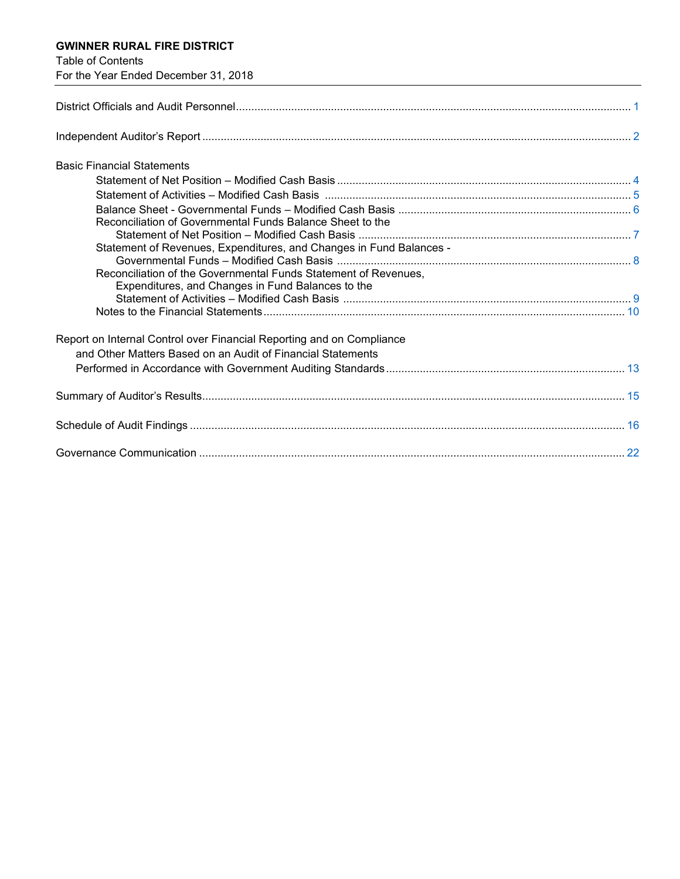**GWINNER RURAL FIRE DISTRICT**

Table of Contents

For the Year Ended December 31, 2018

| | |
|---|---|
| District Officials and Audit Personnel | 1 |
| Independent Auditor's Report | 2 |
| Basic Financial Statements | |
| Statement of Net Position – Modified Cash Basis | 4 |
| Statement of Activities – Modified Cash Basis | 5 |
| Balance Sheet - Governmental Funds – Modified Cash Basis | 6 |
| Reconciliation of Governmental Funds Balance Sheet to the Statement of Net Position – Modified Cash Basis | 7 |
| Statement of Revenues, Expenditures, and Changes in Fund Balances - Governmental Funds – Modified Cash Basis | 8 |
| Reconciliation of the Governmental Funds Statement of Revenues, Expenditures, and Changes in Fund Balances to the Statement of Activities – Modified Cash Basis | 9 |
| Notes to the Financial Statements | 10 |
| Report on Internal Control over Financial Reporting and on Compliance and Other Matters Based on an Audit of Financial Statements Performed in Accordance with Government Auditing Standards | 13 |
| Summary of Auditor's Results | 15 |
| Schedule of Audit Findings | 16 |
| Governance Communication | 22 |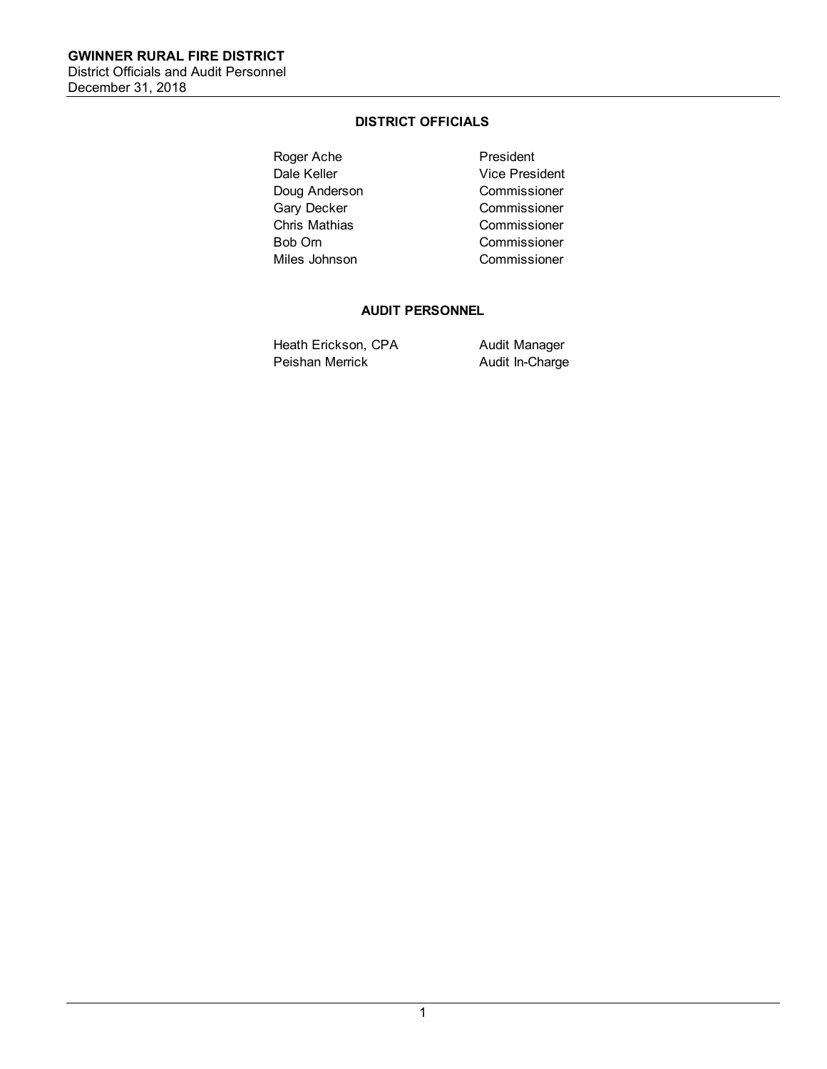**GWINNER RURAL FIRE DISTRICT**
District Officials and Audit Personnel
December 31, 2018

## DISTRICT OFFICIALS

| | |
|---|---|
| Roger Ache | President |
| Dale Keller | Vice President |
| Doug Anderson | Commissioner |
| Gary Decker | Commissioner |
| Chris Mathias | Commissioner |
| Bob Orn | Commissioner |
| Miles Johnson | Commissioner |

## AUDIT PERSONNEL

| | |
|---|---|
| Heath Erickson, CPA | Audit Manager |
| Peishan Merrick | Audit In-Charge |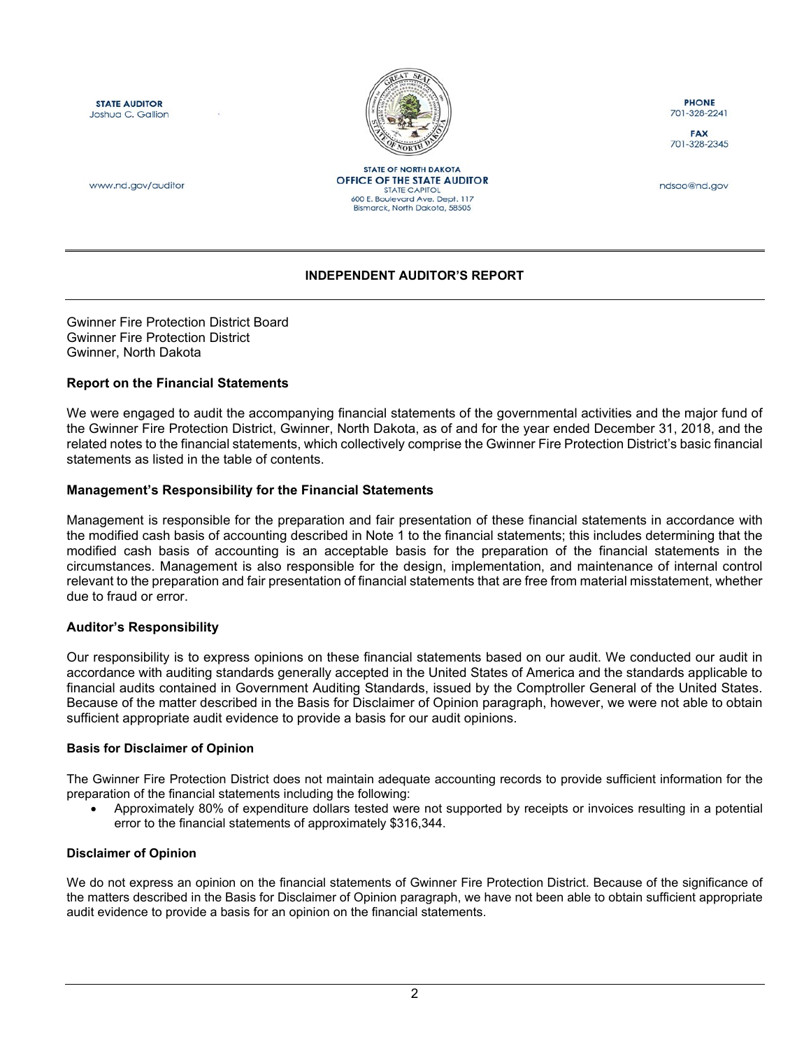**STATE AUDITOR**
Joshua C. Gallion

www.nd.gov/auditor

STATE OF NORTH DAKOTA
**OFFICE OF THE STATE AUDITOR**
STATE CAPITOL
600 E. Boulevard Ave. Dept. 117
Bismarck, North Dakota, 58505

**PHONE**
701-328-2241

**FAX**
701-328-2345

ndsao@nd.gov

## INDEPENDENT AUDITOR'S REPORT

Gwinner Fire Protection District Board
Gwinner Fire Protection District
Gwinner, North Dakota

### Report on the Financial Statements

We were engaged to audit the accompanying financial statements of the governmental activities and the major fund of the Gwinner Fire Protection District, Gwinner, North Dakota, as of and for the year ended December 31, 2018, and the related notes to the financial statements, which collectively comprise the Gwinner Fire Protection District's basic financial statements as listed in the table of contents.

### Management's Responsibility for the Financial Statements

Management is responsible for the preparation and fair presentation of these financial statements in accordance with the modified cash basis of accounting described in Note 1 to the financial statements; this includes determining that the modified cash basis of accounting is an acceptable basis for the preparation of the financial statements in the circumstances. Management is also responsible for the design, implementation, and maintenance of internal control relevant to the preparation and fair presentation of financial statements that are free from material misstatement, whether due to fraud or error.

### Auditor's Responsibility

Our responsibility is to express opinions on these financial statements based on our audit. We conducted our audit in accordance with auditing standards generally accepted in the United States of America and the standards applicable to financial audits contained in Government Auditing Standards, issued by the Comptroller General of the United States. Because of the matter described in the Basis for Disclaimer of Opinion paragraph, however, we were not able to obtain sufficient appropriate audit evidence to provide a basis for our audit opinions.

#### Basis for Disclaimer of Opinion

The Gwinner Fire Protection District does not maintain adequate accounting records to provide sufficient information for the preparation of the financial statements including the following:

- Approximately 80% of expenditure dollars tested were not supported by receipts or invoices resulting in a potential error to the financial statements of approximately $316,344.

#### Disclaimer of Opinion

We do not express an opinion on the financial statements of Gwinner Fire Protection District. Because of the significance of the matters described in the Basis for Disclaimer of Opinion paragraph, we have not been able to obtain sufficient appropriate audit evidence to provide a basis for an opinion on the financial statements.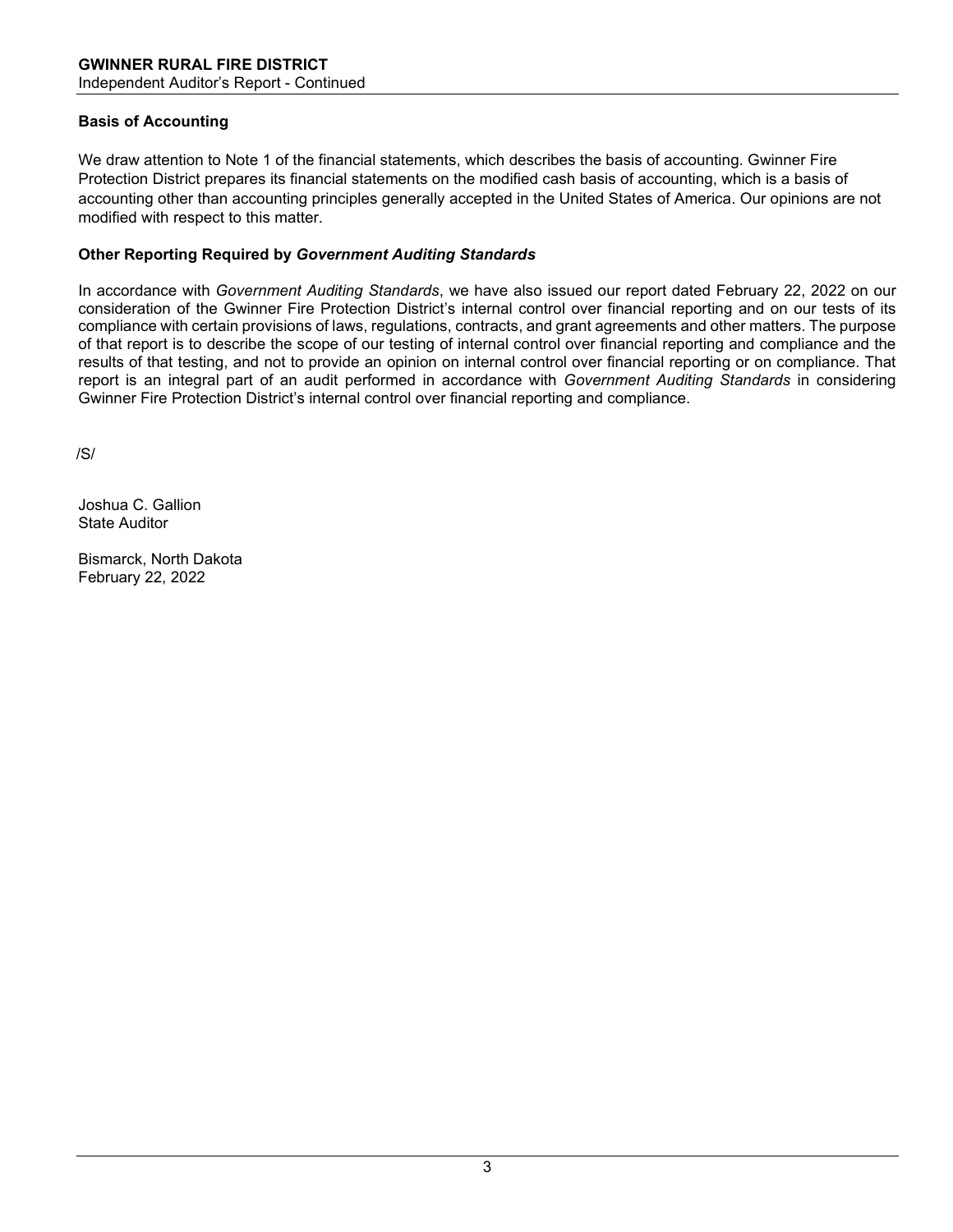### Basis of Accounting

We draw attention to Note 1 of the financial statements, which describes the basis of accounting. Gwinner Fire Protection District prepares its financial statements on the modified cash basis of accounting, which is a basis of accounting other than accounting principles generally accepted in the United States of America. Our opinions are not modified with respect to this matter.

### Other Reporting Required by *Government Auditing Standards*

In accordance with *Government Auditing Standards*, we have also issued our report dated February 22, 2022 on our consideration of the Gwinner Fire Protection District's internal control over financial reporting and on our tests of its compliance with certain provisions of laws, regulations, contracts, and grant agreements and other matters. The purpose of that report is to describe the scope of our testing of internal control over financial reporting and compliance and the results of that testing, and not to provide an opinion on internal control over financial reporting or on compliance. That report is an integral part of an audit performed in accordance with *Government Auditing Standards* in considering Gwinner Fire Protection District's internal control over financial reporting and compliance.

/S/

Joshua C. Gallion
State Auditor

Bismarck, North Dakota
February 22, 2022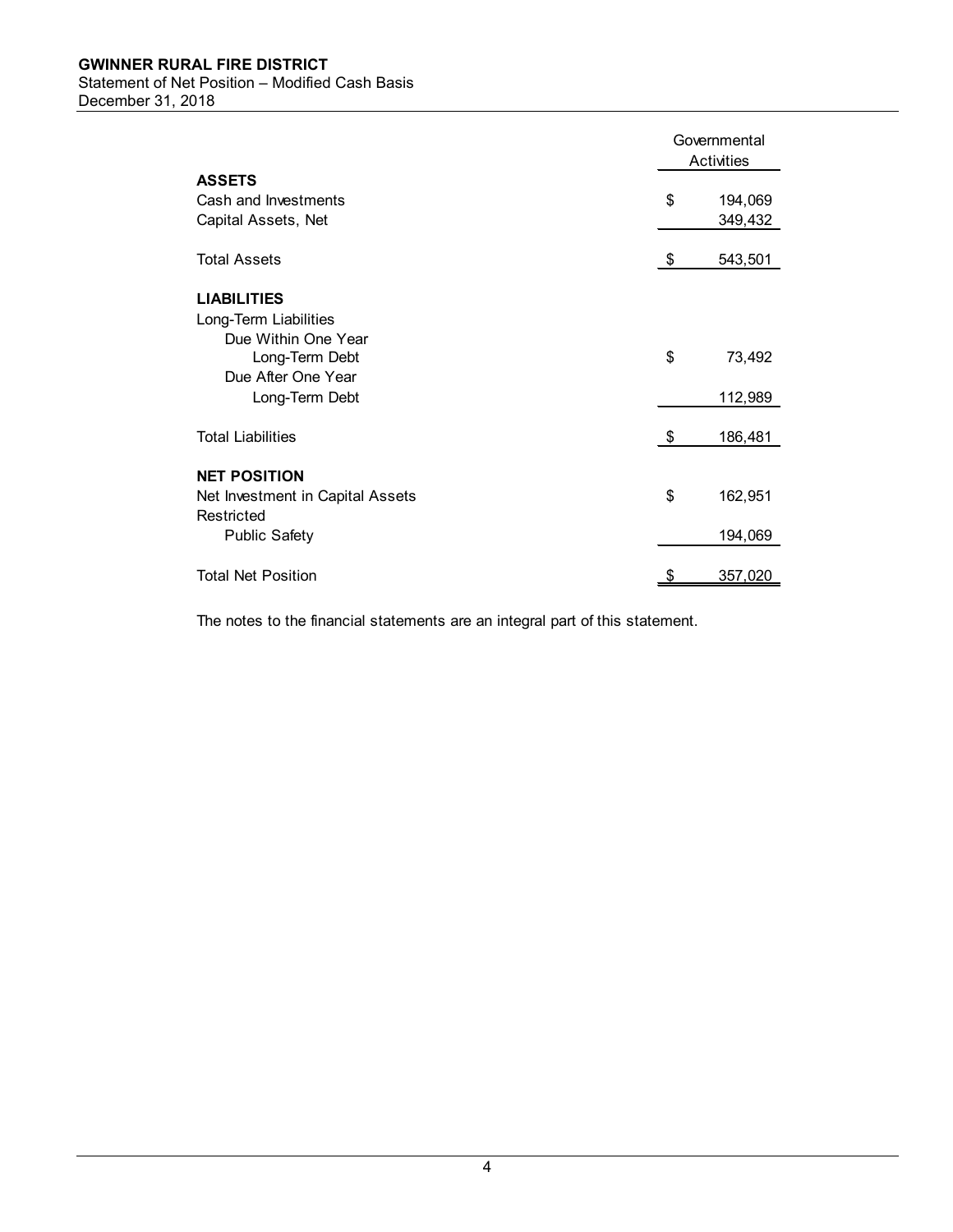# GWINNER RURAL FIRE DISTRICT

Statement of Net Position – Modified Cash Basis
December 31, 2018

| | Governmental Activities |
|---|---|
| **ASSETS** | |
| Cash and Investments | $ 194,069 |
| Capital Assets, Net | 349,432 |
| Total Assets | $ 543,501 |
| **LIABILITIES** | |
| Long-Term Liabilities | |
| Due Within One Year | |
| Long-Term Debt | $ 73,492 |
| Due After One Year | |
| Long-Term Debt | 112,989 |
| Total Liabilities | $ 186,481 |
| **NET POSITION** | |
| Net Investment in Capital Assets | $ 162,951 |
| Restricted | |
| Public Safety | 194,069 |
| Total Net Position | $ 357,020 |

The notes to the financial statements are an integral part of this statement.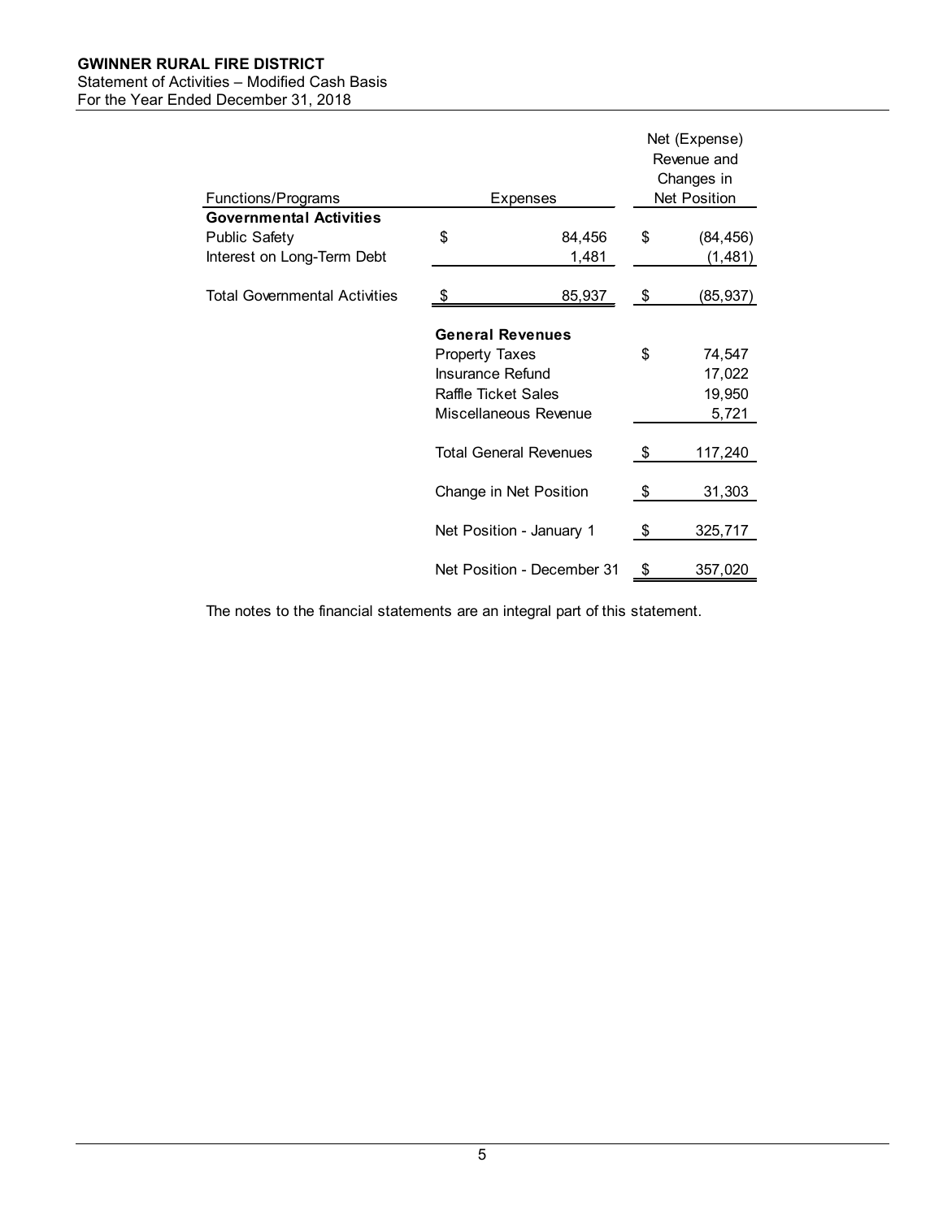**GWINNER RURAL FIRE DISTRICT**
Statement of Activities – Modified Cash Basis
For the Year Ended December 31, 2018

| Functions/Programs | Expenses | Net (Expense) Revenue and Changes in Net Position |
|---|---|---|
| **Governmental Activities** | | |
| Public Safety | $ 84,456 | $ (84,456) |
| Interest on Long-Term Debt | 1,481 | (1,481) |
| Total Governmental Activities | $ 85,937 | $ (85,937) |
| | **General Revenues** | |
| | Property Taxes | $ 74,547 |
| | Insurance Refund | 17,022 |
| | Raffle Ticket Sales | 19,950 |
| | Miscellaneous Revenue | 5,721 |
| | Total General Revenues | $ 117,240 |
| | Change in Net Position | $ 31,303 |
| | Net Position - January 1 | $ 325,717 |
| | Net Position - December 31 | $ 357,020 |

The notes to the financial statements are an integral part of this statement.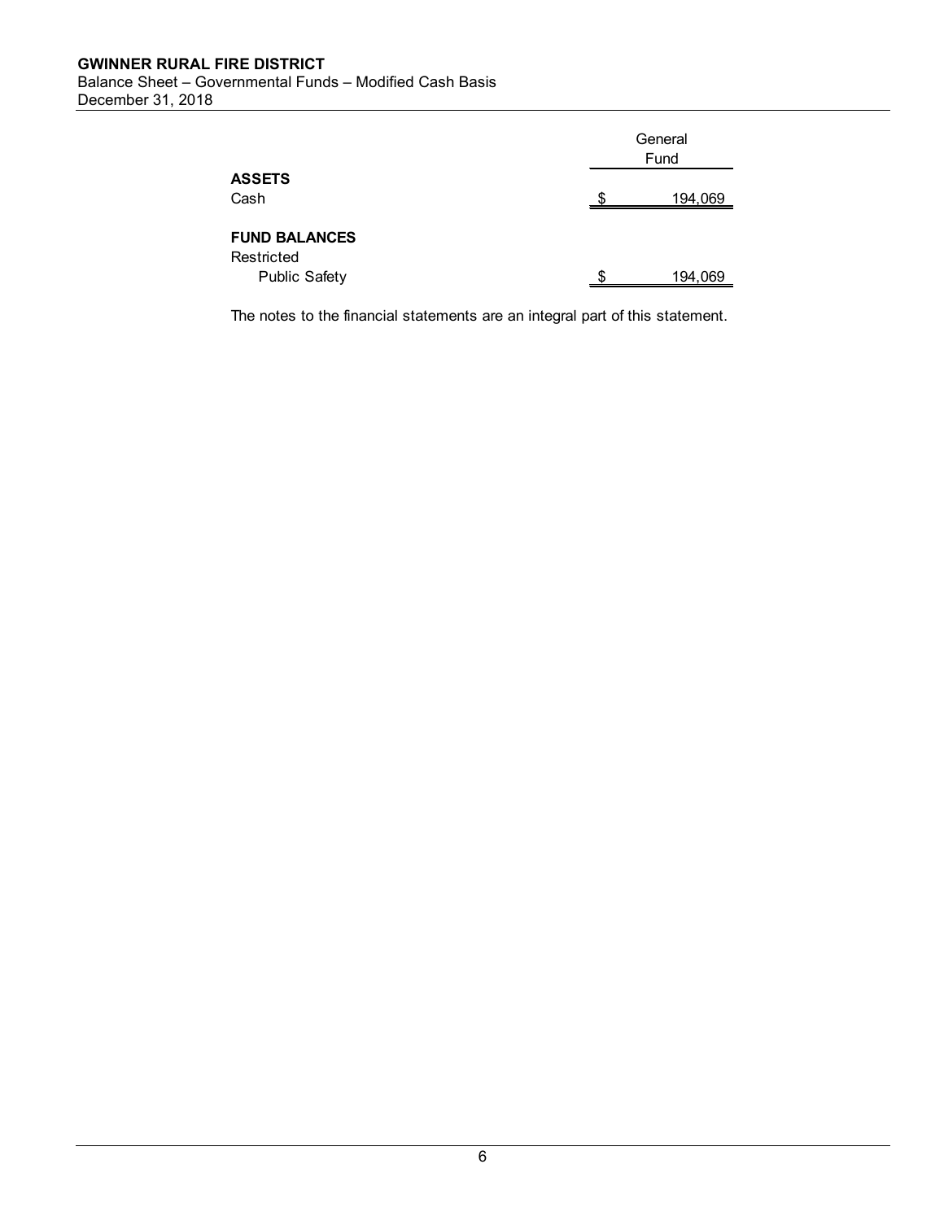**GWINNER RURAL FIRE DISTRICT**
Balance Sheet – Governmental Funds – Modified Cash Basis
December 31, 2018

| | General Fund |
|---|---|
| **ASSETS** | |
| Cash | $ 194,069 |
| **FUND BALANCES** | |
| Restricted | |
| Public Safety | $ 194,069 |

The notes to the financial statements are an integral part of this statement.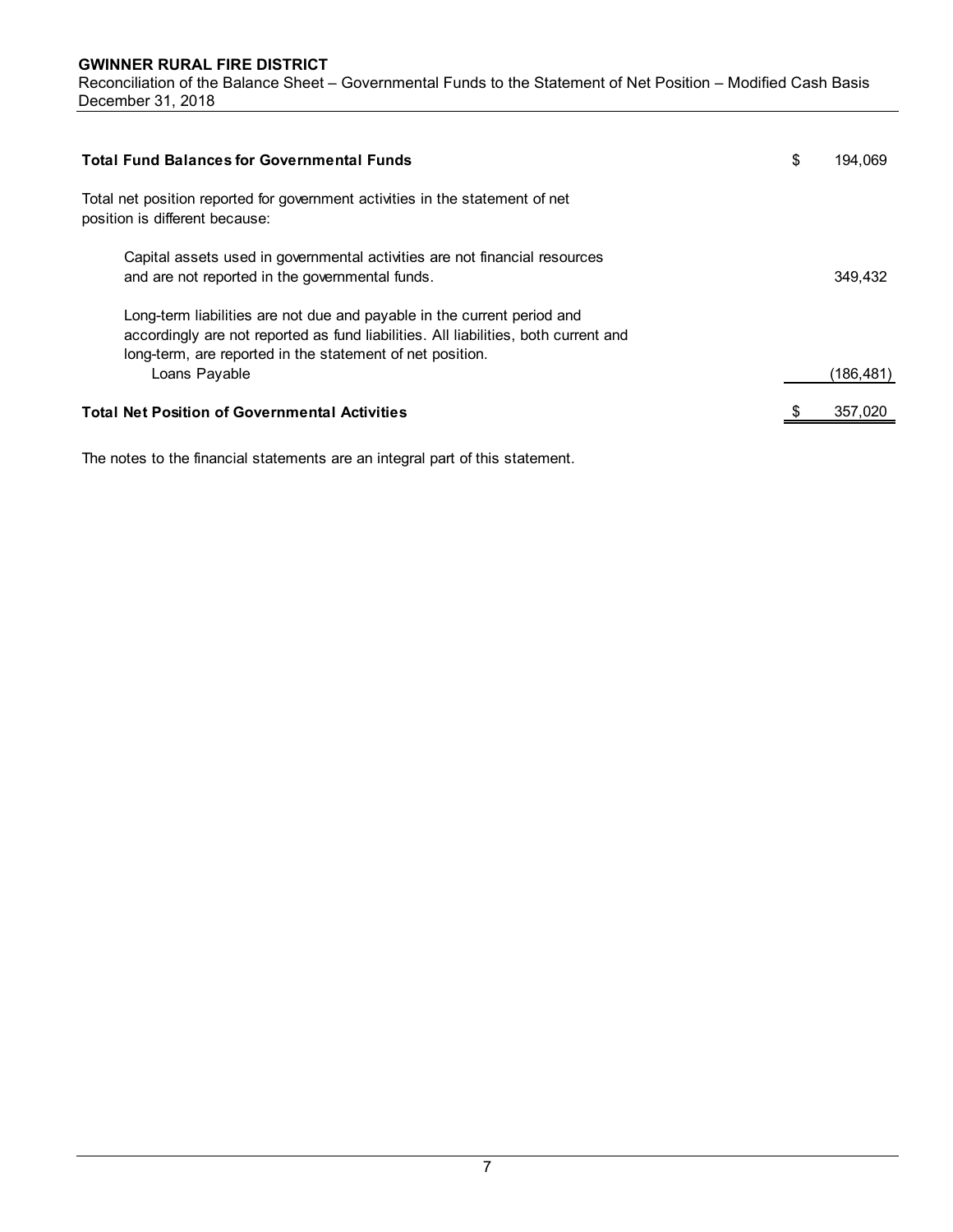**GWINNER RURAL FIRE DISTRICT**
Reconciliation of the Balance Sheet – Governmental Funds to the Statement of Net Position – Modified Cash Basis
December 31, 2018

| | |
|---|---|
| **Total Fund Balances for Governmental Funds** | $ 194,069 |
| Total net position reported for government activities in the statement of net position is different because: | |
| Capital assets used in governmental activities are not financial resources and are not reported in the governmental funds. | 349,432 |
| Long-term liabilities are not due and payable in the current period and accordingly are not reported as fund liabilities. All liabilities, both current and long-term, are reported in the statement of net position. | |
| Loans Payable | (186,481) |
| **Total Net Position of Governmental Activities** | $ 357,020 |

The notes to the financial statements are an integral part of this statement.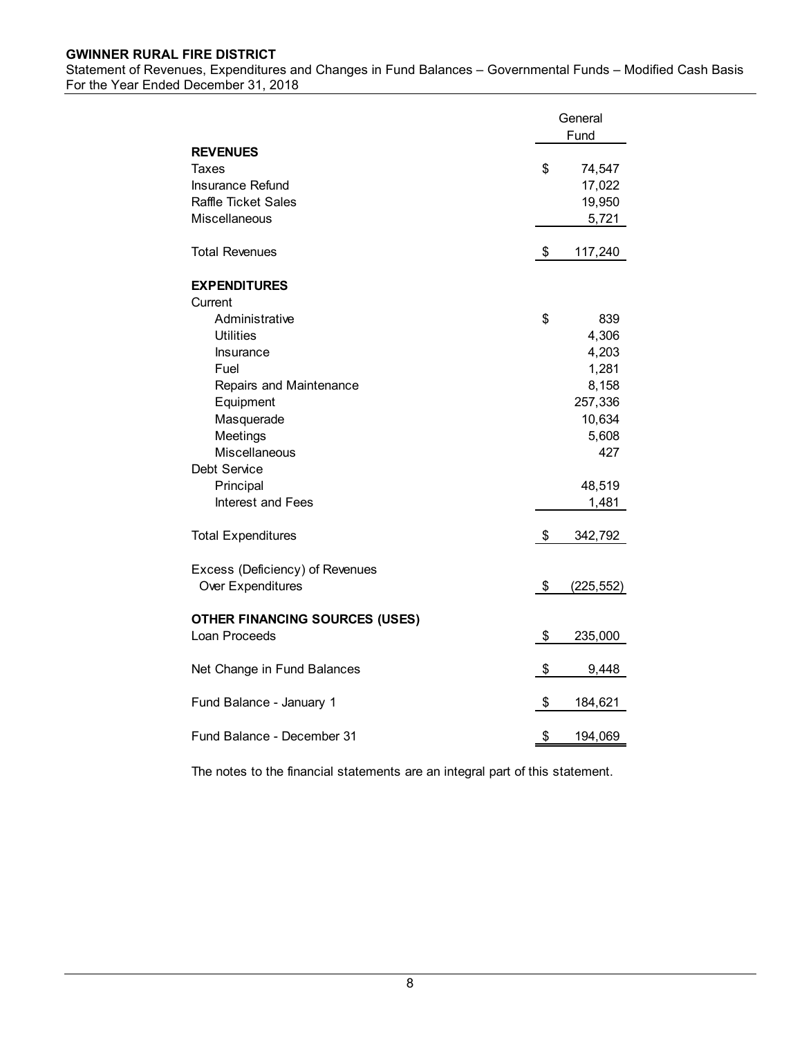**GWINNER RURAL FIRE DISTRICT**

Statement of Revenues, Expenditures and Changes in Fund Balances – Governmental Funds – Modified Cash Basis
For the Year Ended December 31, 2018

| | General Fund |
|---|---|
| **REVENUES** | |
| Taxes | $ 74,547 |
| Insurance Refund | 17,022 |
| Raffle Ticket Sales | 19,950 |
| Miscellaneous | 5,721 |
| Total Revenues | $ 117,240 |
| **EXPENDITURES** | |
| Current | |
| Administrative | $ 839 |
| Utilities | 4,306 |
| Insurance | 4,203 |
| Fuel | 1,281 |
| Repairs and Maintenance | 8,158 |
| Equipment | 257,336 |
| Masquerade | 10,634 |
| Meetings | 5,608 |
| Miscellaneous | 427 |
| Debt Service | |
| Principal | 48,519 |
| Interest and Fees | 1,481 |
| Total Expenditures | $ 342,792 |
| Excess (Deficiency) of Revenues Over Expenditures | $ (225,552) |
| **OTHER FINANCING SOURCES (USES)** | |
| Loan Proceeds | $ 235,000 |
| Net Change in Fund Balances | $ 9,448 |
| Fund Balance - January 1 | $ 184,621 |
| Fund Balance - December 31 | $ 194,069 |

The notes to the financial statements are an integral part of this statement.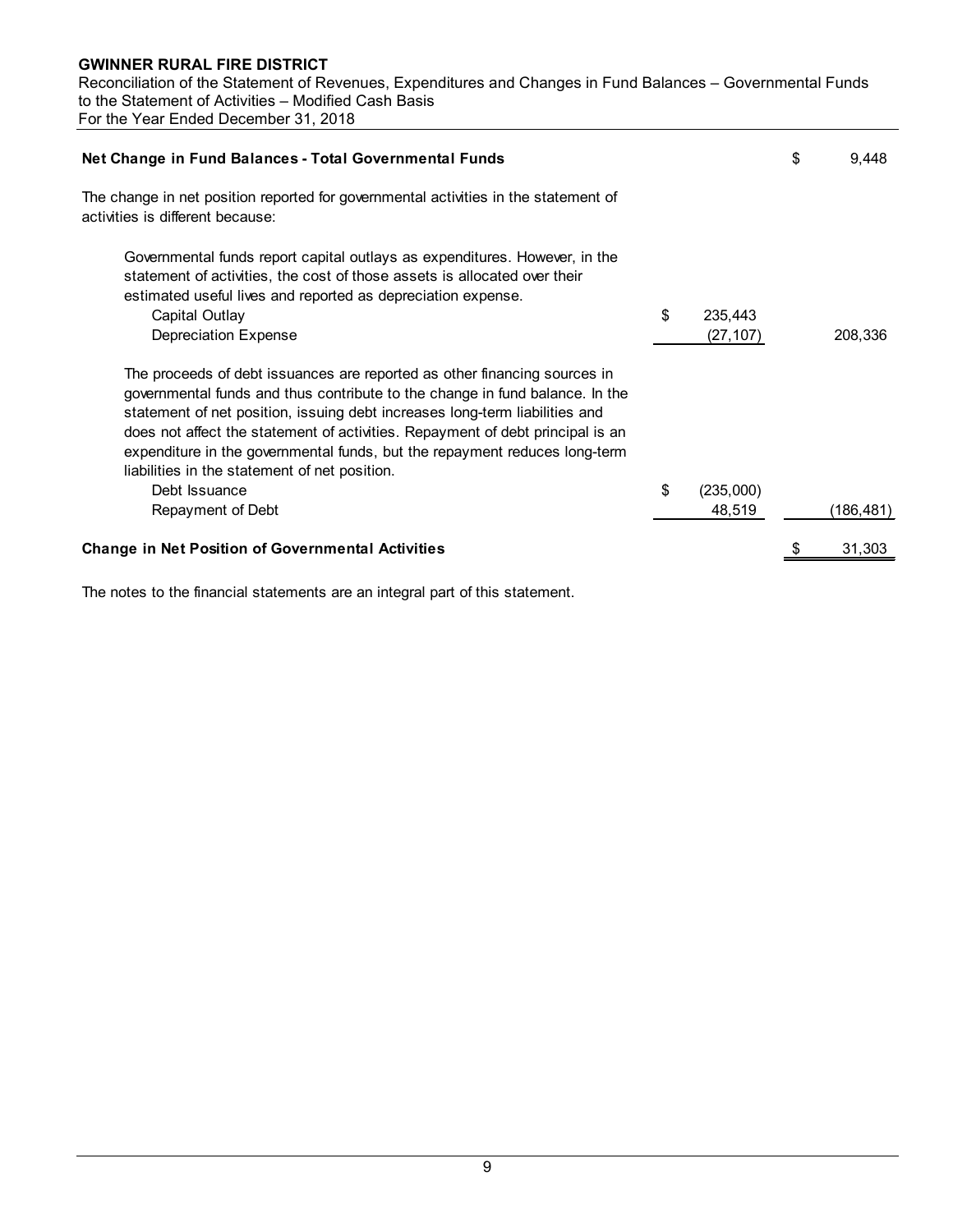**GWINNER RURAL FIRE DISTRICT**

Reconciliation of the Statement of Revenues, Expenditures and Changes in Fund Balances – Governmental Funds to the Statement of Activities – Modified Cash Basis
For the Year Ended December 31, 2018

| | | |
|---|---|---|
| **Net Change in Fund Balances - Total Governmental Funds** | | $ 9,448 |
| The change in net position reported for governmental activities in the statement of activities is different because: | | |
| Governmental funds report capital outlays as expenditures. However, in the statement of activities, the cost of those assets is allocated over their estimated useful lives and reported as depreciation expense. | | |
| Capital Outlay | $ 235,443 | |
| Depreciation Expense | (27,107) | 208,336 |
| The proceeds of debt issuances are reported as other financing sources in governmental funds and thus contribute to the change in fund balance. In the statement of net position, issuing debt increases long-term liabilities and does not affect the statement of activities. Repayment of debt principal is an expenditure in the governmental funds, but the repayment reduces long-term liabilities in the statement of net position. | | |
| Debt Issuance | $ (235,000) | |
| Repayment of Debt | 48,519 | (186,481) |
| **Change in Net Position of Governmental Activities** | | $ 31,303 |

The notes to the financial statements are an integral part of this statement.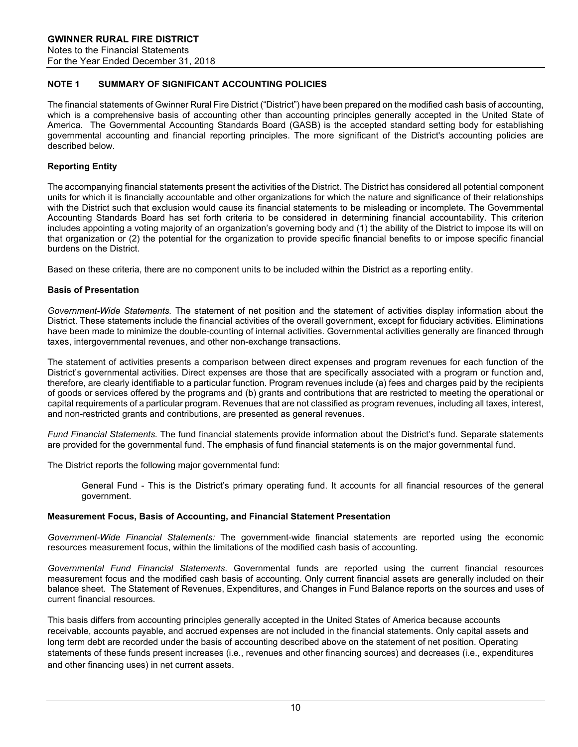## NOTE 1 SUMMARY OF SIGNIFICANT ACCOUNTING POLICIES

The financial statements of Gwinner Rural Fire District ("District") have been prepared on the modified cash basis of accounting, which is a comprehensive basis of accounting other than accounting principles generally accepted in the United State of America. The Governmental Accounting Standards Board (GASB) is the accepted standard setting body for establishing governmental accounting and financial reporting principles. The more significant of the District's accounting policies are described below.

### Reporting Entity

The accompanying financial statements present the activities of the District. The District has considered all potential component units for which it is financially accountable and other organizations for which the nature and significance of their relationships with the District such that exclusion would cause its financial statements to be misleading or incomplete. The Governmental Accounting Standards Board has set forth criteria to be considered in determining financial accountability. This criterion includes appointing a voting majority of an organization's governing body and (1) the ability of the District to impose its will on that organization or (2) the potential for the organization to provide specific financial benefits to or impose specific financial burdens on the District.

Based on these criteria, there are no component units to be included within the District as a reporting entity.

### Basis of Presentation

*Government-Wide Statements.* The statement of net position and the statement of activities display information about the District. These statements include the financial activities of the overall government, except for fiduciary activities. Eliminations have been made to minimize the double-counting of internal activities. Governmental activities generally are financed through taxes, intergovernmental revenues, and other non-exchange transactions.

The statement of activities presents a comparison between direct expenses and program revenues for each function of the District's governmental activities. Direct expenses are those that are specifically associated with a program or function and, therefore, are clearly identifiable to a particular function. Program revenues include (a) fees and charges paid by the recipients of goods or services offered by the programs and (b) grants and contributions that are restricted to meeting the operational or capital requirements of a particular program. Revenues that are not classified as program revenues, including all taxes, interest, and non-restricted grants and contributions, are presented as general revenues.

*Fund Financial Statements.* The fund financial statements provide information about the District's fund. Separate statements are provided for the governmental fund. The emphasis of fund financial statements is on the major governmental fund.

The District reports the following major governmental fund:

General Fund - This is the District's primary operating fund. It accounts for all financial resources of the general government.

### Measurement Focus, Basis of Accounting, and Financial Statement Presentation

*Government-Wide Financial Statements:* The government-wide financial statements are reported using the economic resources measurement focus, within the limitations of the modified cash basis of accounting.

*Governmental Fund Financial Statements*. Governmental funds are reported using the current financial resources measurement focus and the modified cash basis of accounting. Only current financial assets are generally included on their balance sheet. The Statement of Revenues, Expenditures, and Changes in Fund Balance reports on the sources and uses of current financial resources.

This basis differs from accounting principles generally accepted in the United States of America because accounts receivable, accounts payable, and accrued expenses are not included in the financial statements. Only capital assets and long term debt are recorded under the basis of accounting described above on the statement of net position. Operating statements of these funds present increases (i.e., revenues and other financing sources) and decreases (i.e., expenditures and other financing uses) in net current assets.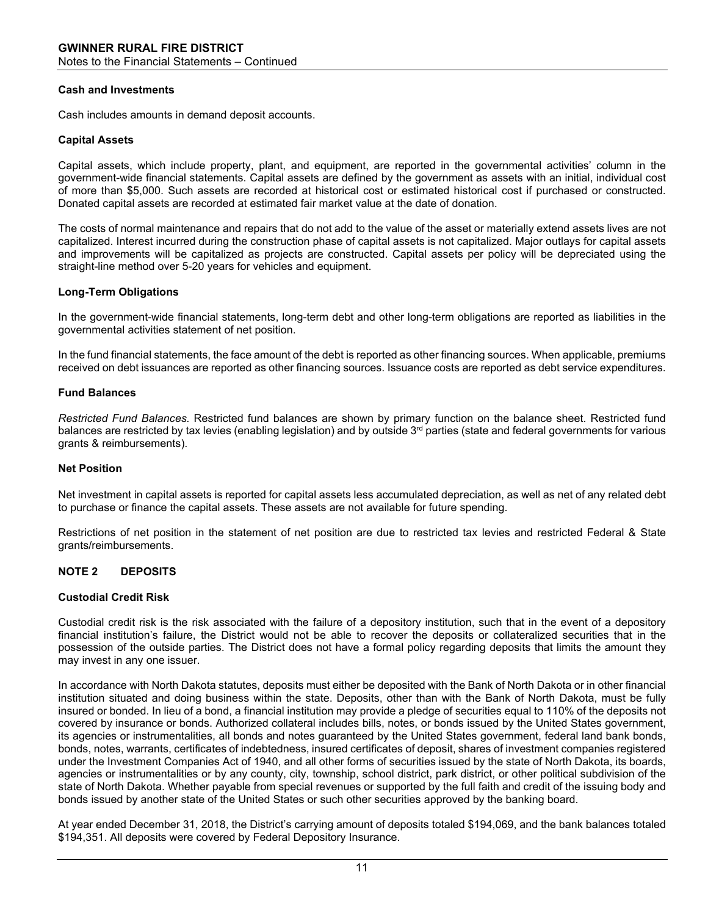**Cash and Investments**

Cash includes amounts in demand deposit accounts.

**Capital Assets**

Capital assets, which include property, plant, and equipment, are reported in the governmental activities' column in the government-wide financial statements. Capital assets are defined by the government as assets with an initial, individual cost of more than $5,000. Such assets are recorded at historical cost or estimated historical cost if purchased or constructed. Donated capital assets are recorded at estimated fair market value at the date of donation.

The costs of normal maintenance and repairs that do not add to the value of the asset or materially extend assets lives are not capitalized. Interest incurred during the construction phase of capital assets is not capitalized. Major outlays for capital assets and improvements will be capitalized as projects are constructed. Capital assets per policy will be depreciated using the straight-line method over 5-20 years for vehicles and equipment.

**Long-Term Obligations**

In the government-wide financial statements, long-term debt and other long-term obligations are reported as liabilities in the governmental activities statement of net position.

In the fund financial statements, the face amount of the debt is reported as other financing sources. When applicable, premiums received on debt issuances are reported as other financing sources. Issuance costs are reported as debt service expenditures.

**Fund Balances**

*Restricted Fund Balances.* Restricted fund balances are shown by primary function on the balance sheet. Restricted fund balances are restricted by tax levies (enabling legislation) and by outside 3rd parties (state and federal governments for various grants & reimbursements).

**Net Position**

Net investment in capital assets is reported for capital assets less accumulated depreciation, as well as net of any related debt to purchase or finance the capital assets. These assets are not available for future spending.

Restrictions of net position in the statement of net position are due to restricted tax levies and restricted Federal & State grants/reimbursements.

## NOTE 2 DEPOSITS

**Custodial Credit Risk**

Custodial credit risk is the risk associated with the failure of a depository institution, such that in the event of a depository financial institution's failure, the District would not be able to recover the deposits or collateralized securities that in the possession of the outside parties. The District does not have a formal policy regarding deposits that limits the amount they may invest in any one issuer.

In accordance with North Dakota statutes, deposits must either be deposited with the Bank of North Dakota or in other financial institution situated and doing business within the state. Deposits, other than with the Bank of North Dakota, must be fully insured or bonded. In lieu of a bond, a financial institution may provide a pledge of securities equal to 110% of the deposits not covered by insurance or bonds. Authorized collateral includes bills, notes, or bonds issued by the United States government, its agencies or instrumentalities, all bonds and notes guaranteed by the United States government, federal land bank bonds, bonds, notes, warrants, certificates of indebtedness, insured certificates of deposit, shares of investment companies registered under the Investment Companies Act of 1940, and all other forms of securities issued by the state of North Dakota, its boards, agencies or instrumentalities or by any county, city, township, school district, park district, or other political subdivision of the state of North Dakota. Whether payable from special revenues or supported by the full faith and credit of the issuing body and bonds issued by another state of the United States or such other securities approved by the banking board.

At year ended December 31, 2018, the District's carrying amount of deposits totaled $194,069, and the bank balances totaled $194,351. All deposits were covered by Federal Depository Insurance.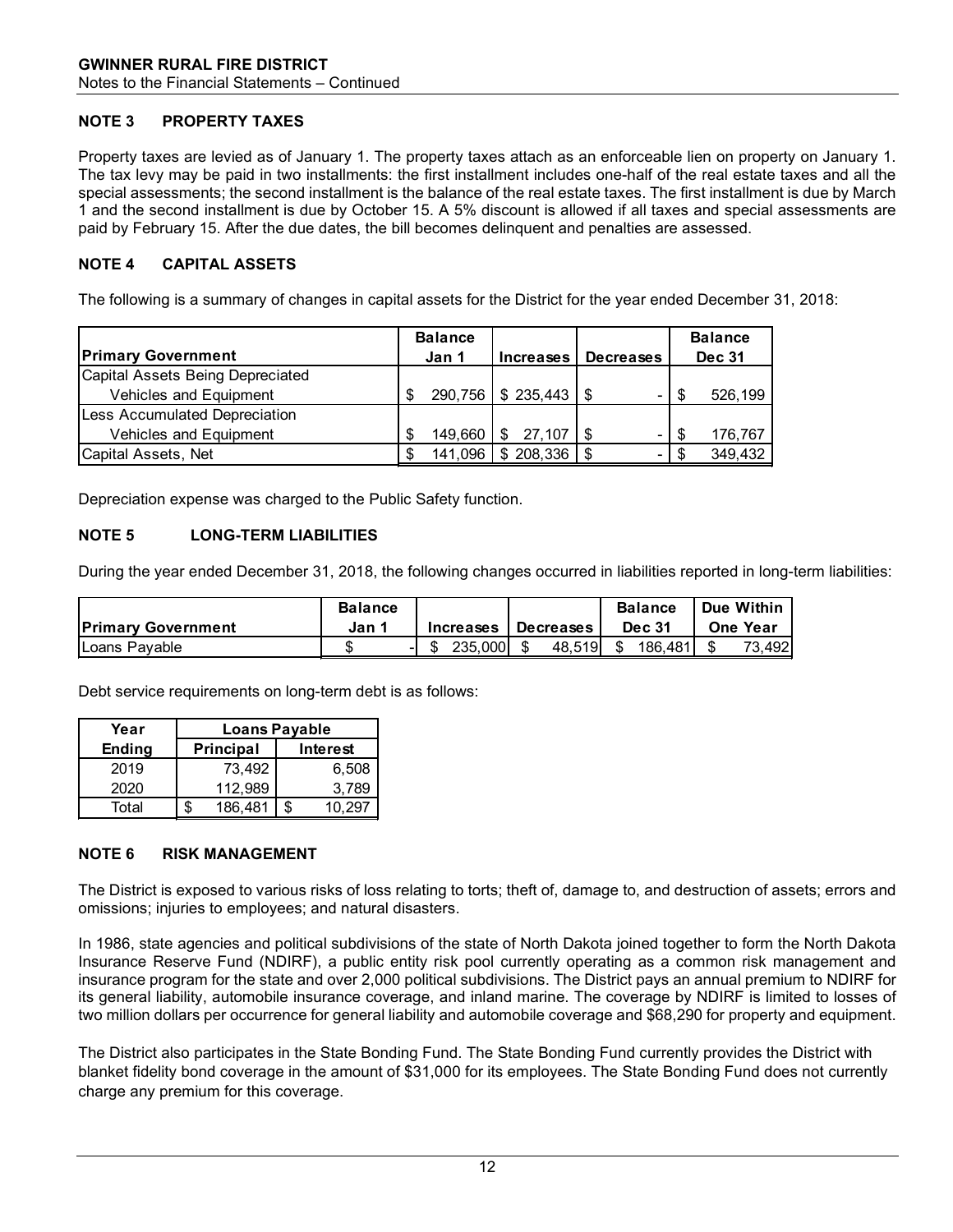## NOTE 3 PROPERTY TAXES

Property taxes are levied as of January 1. The property taxes attach as an enforceable lien on property on January 1. The tax levy may be paid in two installments: the first installment includes one-half of the real estate taxes and all the special assessments; the second installment is the balance of the real estate taxes. The first installment is due by March 1 and the second installment is due by October 15. A 5% discount is allowed if all taxes and special assessments are paid by February 15. After the due dates, the bill becomes delinquent and penalties are assessed.

## NOTE 4 CAPITAL ASSETS

The following is a summary of changes in capital assets for the District for the year ended December 31, 2018:

| Primary Government | Balance Jan 1 | Increases | Decreases | Balance Dec 31 |
|---|---|---|---|---|
| Capital Assets Being Depreciated | | | | |
| Vehicles and Equipment | $ 290,756 | $ 235,443 | $ - | $ 526,199 |
| Less Accumulated Depreciation | | | | |
| Vehicles and Equipment | $ 149,660 | $ 27,107 | $ - | $ 176,767 |
| Capital Assets, Net | $ 141,096 | $ 208,336 | $ - | $ 349,432 |

Depreciation expense was charged to the Public Safety function.

## NOTE 5 LONG-TERM LIABILITIES

During the year ended December 31, 2018, the following changes occurred in liabilities reported in long-term liabilities:

| Primary Government | Balance Jan 1 | Increases | Decreases | Balance Dec 31 | Due Within One Year |
|---|---|---|---|---|---|
| Loans Payable | $ - | $ 235,000 | $ 48,519 | $ 186,481 | $ 73,492 |

Debt service requirements on long-term debt is as follows:

| Year Ending | Loans Payable | |
|---|---|---|
| | Principal | Interest |
| 2019 | 73,492 | 6,508 |
| 2020 | 112,989 | 3,789 |
| Total | $ 186,481 | $ 10,297 |

## NOTE 6 RISK MANAGEMENT

The District is exposed to various risks of loss relating to torts; theft of, damage to, and destruction of assets; errors and omissions; injuries to employees; and natural disasters.

In 1986, state agencies and political subdivisions of the state of North Dakota joined together to form the North Dakota Insurance Reserve Fund (NDIRF), a public entity risk pool currently operating as a common risk management and insurance program for the state and over 2,000 political subdivisions. The District pays an annual premium to NDIRF for its general liability, automobile insurance coverage, and inland marine. The coverage by NDIRF is limited to losses of two million dollars per occurrence for general liability and automobile coverage and $68,290 for property and equipment.

The District also participates in the State Bonding Fund. The State Bonding Fund currently provides the District with blanket fidelity bond coverage in the amount of $31,000 for its employees. The State Bonding Fund does not currently charge any premium for this coverage.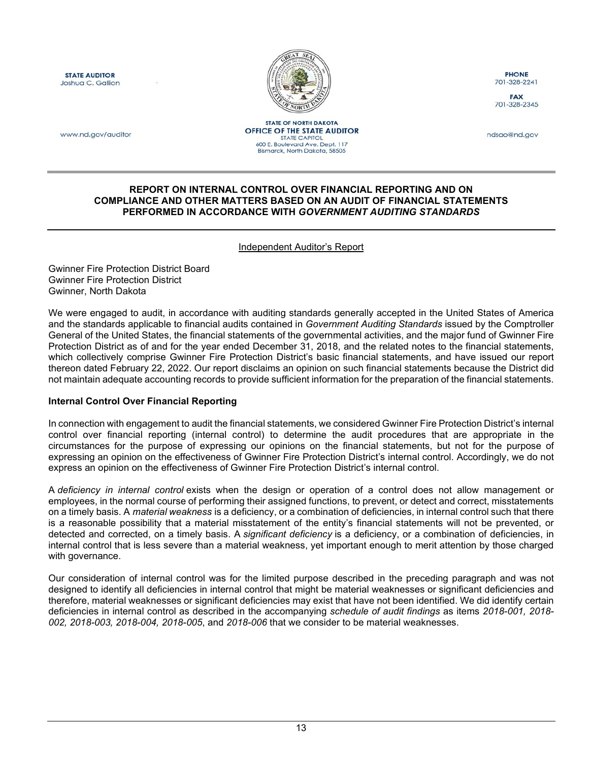**STATE AUDITOR**
Joshua C. Gallion

www.nd.gov/auditor

**STATE OF NORTH DAKOTA**
**OFFICE OF THE STATE AUDITOR**
STATE CAPITOL
600 E. Boulevard Ave. Dept. 117
Bismarck, North Dakota, 58505

**PHONE**
701-328-2241

**FAX**
701-328-2345

ndsao@nd.gov

## REPORT ON INTERNAL CONTROL OVER FINANCIAL REPORTING AND ON COMPLIANCE AND OTHER MATTERS BASED ON AN AUDIT OF FINANCIAL STATEMENTS PERFORMED IN ACCORDANCE WITH *GOVERNMENT AUDITING STANDARDS*

Independent Auditor's Report

Gwinner Fire Protection District Board
Gwinner Fire Protection District
Gwinner, North Dakota

We were engaged to audit, in accordance with auditing standards generally accepted in the United States of America and the standards applicable to financial audits contained in *Government Auditing Standards* issued by the Comptroller General of the United States, the financial statements of the governmental activities, and the major fund of Gwinner Fire Protection District as of and for the year ended December 31, 2018, and the related notes to the financial statements, which collectively comprise Gwinner Fire Protection District's basic financial statements, and have issued our report thereon dated February 22, 2022. Our report disclaims an opinion on such financial statements because the District did not maintain adequate accounting records to provide sufficient information for the preparation of the financial statements.

**Internal Control Over Financial Reporting**

In connection with engagement to audit the financial statements, we considered Gwinner Fire Protection District's internal control over financial reporting (internal control) to determine the audit procedures that are appropriate in the circumstances for the purpose of expressing our opinions on the financial statements, but not for the purpose of expressing an opinion on the effectiveness of Gwinner Fire Protection District's internal control. Accordingly, we do not express an opinion on the effectiveness of Gwinner Fire Protection District's internal control.

A *deficiency in internal control* exists when the design or operation of a control does not allow management or employees, in the normal course of performing their assigned functions, to prevent, or detect and correct, misstatements on a timely basis. A *material weakness* is a deficiency, or a combination of deficiencies, in internal control such that there is a reasonable possibility that a material misstatement of the entity's financial statements will not be prevented, or detected and corrected, on a timely basis. A *significant deficiency* is a deficiency, or a combination of deficiencies, in internal control that is less severe than a material weakness, yet important enough to merit attention by those charged with governance.

Our consideration of internal control was for the limited purpose described in the preceding paragraph and was not designed to identify all deficiencies in internal control that might be material weaknesses or significant deficiencies and therefore, material weaknesses or significant deficiencies may exist that have not been identified. We did identify certain deficiencies in internal control as described in the accompanying *schedule of audit findings* as items *2018-001, 2018-002, 2018-003, 2018-004, 2018-005*, and *2018-006* that we consider to be material weaknesses.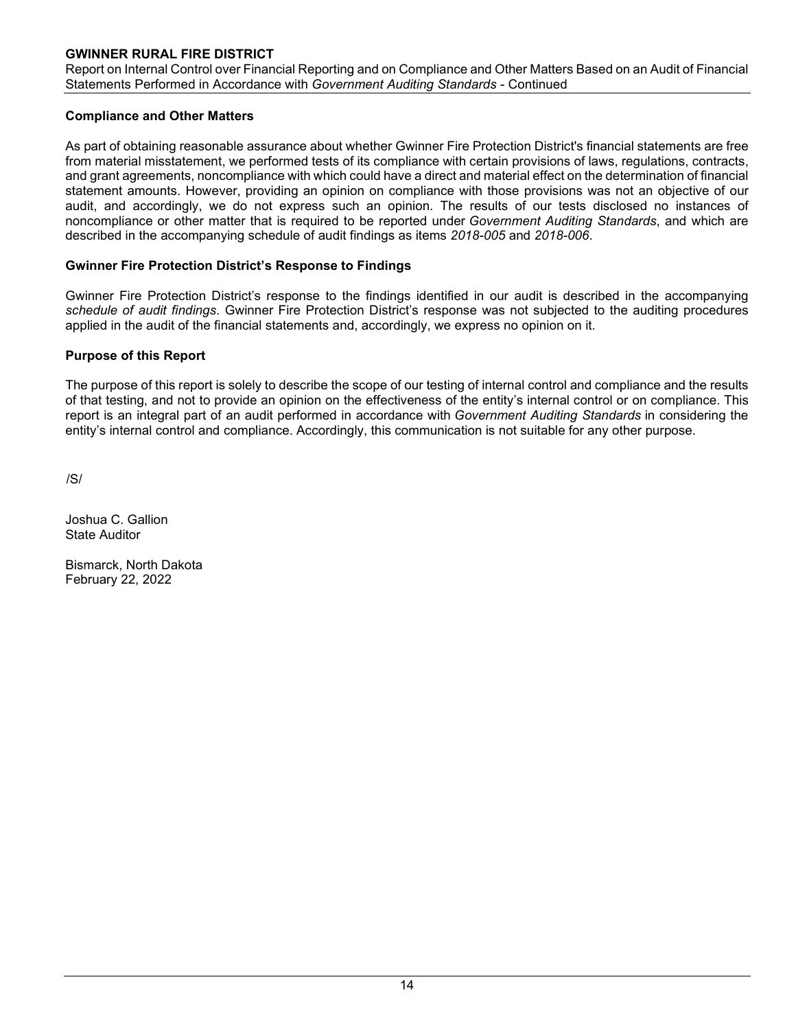### Compliance and Other Matters

As part of obtaining reasonable assurance about whether Gwinner Fire Protection District's financial statements are free from material misstatement, we performed tests of its compliance with certain provisions of laws, regulations, contracts, and grant agreements, noncompliance with which could have a direct and material effect on the determination of financial statement amounts. However, providing an opinion on compliance with those provisions was not an objective of our audit, and accordingly, we do not express such an opinion. The results of our tests disclosed no instances of noncompliance or other matter that is required to be reported under *Government Auditing Standards*, and which are described in the accompanying schedule of audit findings as items *2018-005* and *2018-006*.

### Gwinner Fire Protection District's Response to Findings

Gwinner Fire Protection District's response to the findings identified in our audit is described in the accompanying *schedule of audit findings*. Gwinner Fire Protection District's response was not subjected to the auditing procedures applied in the audit of the financial statements and, accordingly, we express no opinion on it.

### Purpose of this Report

The purpose of this report is solely to describe the scope of our testing of internal control and compliance and the results of that testing, and not to provide an opinion on the effectiveness of the entity's internal control or on compliance. This report is an integral part of an audit performed in accordance with *Government Auditing Standards* in considering the entity's internal control and compliance. Accordingly, this communication is not suitable for any other purpose.

/S/

Joshua C. Gallion
State Auditor

Bismarck, North Dakota
February 22, 2022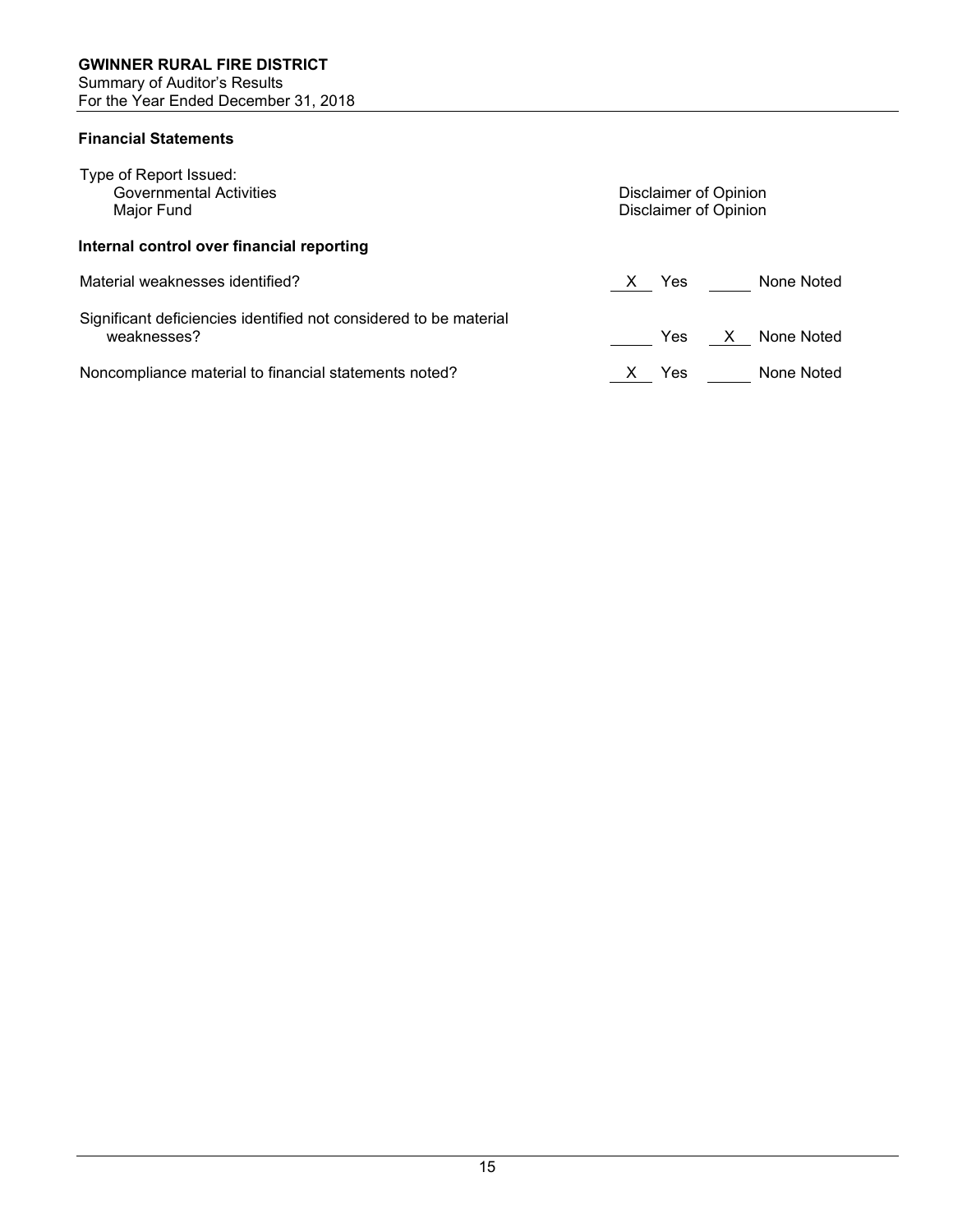**GWINNER RURAL FIRE DISTRICT**
Summary of Auditor's Results
For the Year Ended December 31, 2018

### Financial Statements

Type of Report Issued:

| | |
|---|---|
| Governmental Activities | Disclaimer of Opinion |
| Major Fund | Disclaimer of Opinion |

### Internal control over financial reporting

| | | | | |
|---|---|---|---|---|
| Material weaknesses identified? | X | Yes | | None Noted |
| Significant deficiencies identified not considered to be material weaknesses? | | Yes | X | None Noted |
| Noncompliance material to financial statements noted? | X | Yes | | None Noted |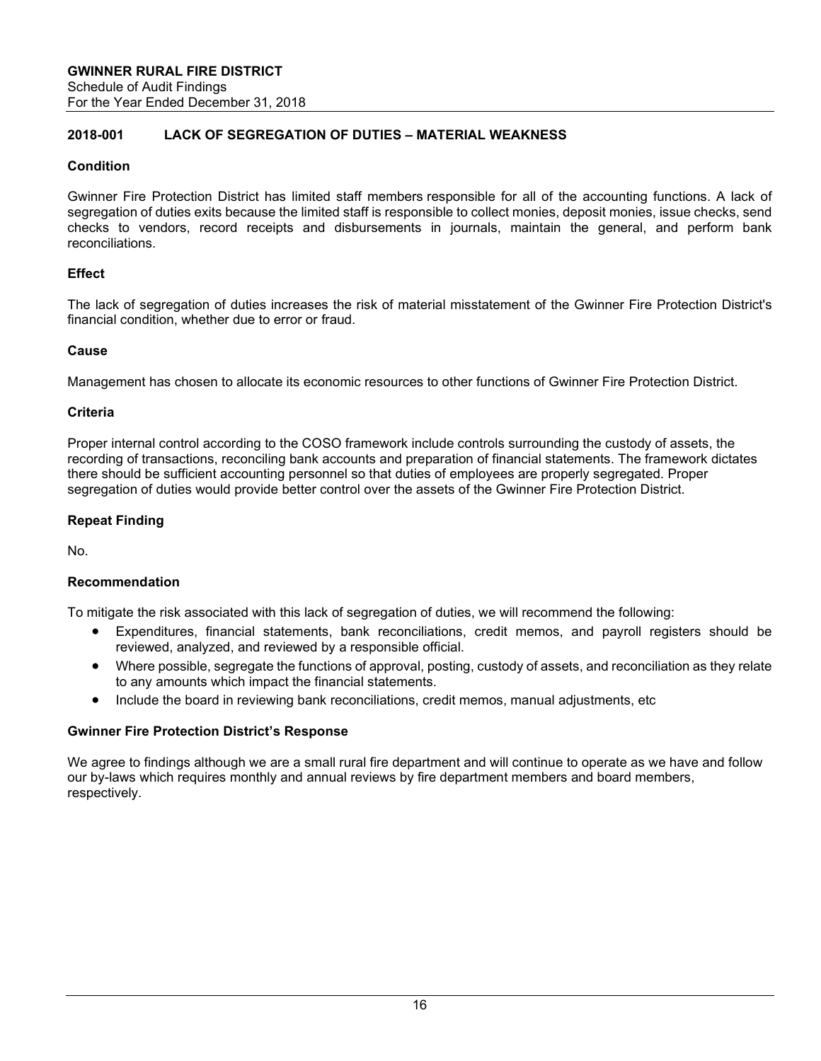**GWINNER RURAL FIRE DISTRICT**
Schedule of Audit Findings
For the Year Ended December 31, 2018

## 2018-001 LACK OF SEGREGATION OF DUTIES – MATERIAL WEAKNESS

### Condition

Gwinner Fire Protection District has limited staff members responsible for all of the accounting functions. A lack of segregation of duties exits because the limited staff is responsible to collect monies, deposit monies, issue checks, send checks to vendors, record receipts and disbursements in journals, maintain the general, and perform bank reconciliations.

### Effect

The lack of segregation of duties increases the risk of material misstatement of the Gwinner Fire Protection District's financial condition, whether due to error or fraud.

### Cause

Management has chosen to allocate its economic resources to other functions of Gwinner Fire Protection District.

### Criteria

Proper internal control according to the COSO framework include controls surrounding the custody of assets, the recording of transactions, reconciling bank accounts and preparation of financial statements. The framework dictates there should be sufficient accounting personnel so that duties of employees are properly segregated. Proper segregation of duties would provide better control over the assets of the Gwinner Fire Protection District.

### Repeat Finding

No.

### Recommendation

To mitigate the risk associated with this lack of segregation of duties, we will recommend the following:

- Expenditures, financial statements, bank reconciliations, credit memos, and payroll registers should be reviewed, analyzed, and reviewed by a responsible official.
- Where possible, segregate the functions of approval, posting, custody of assets, and reconciliation as they relate to any amounts which impact the financial statements.
- Include the board in reviewing bank reconciliations, credit memos, manual adjustments, etc

### Gwinner Fire Protection District's Response

We agree to findings although we are a small rural fire department and will continue to operate as we have and follow our by-laws which requires monthly and annual reviews by fire department members and board members, respectively.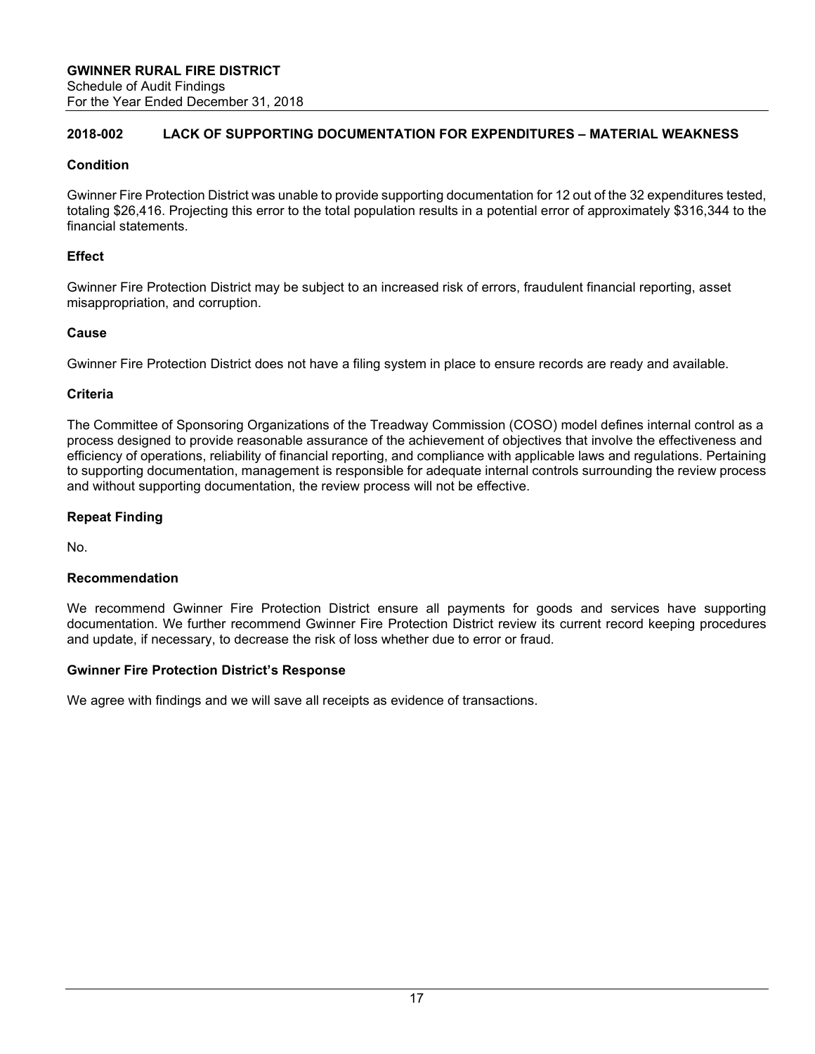## 2018-002 LACK OF SUPPORTING DOCUMENTATION FOR EXPENDITURES – MATERIAL WEAKNESS

**Condition**

Gwinner Fire Protection District was unable to provide supporting documentation for 12 out of the 32 expenditures tested, totaling $26,416. Projecting this error to the total population results in a potential error of approximately $316,344 to the financial statements.

**Effect**

Gwinner Fire Protection District may be subject to an increased risk of errors, fraudulent financial reporting, asset misappropriation, and corruption.

**Cause**

Gwinner Fire Protection District does not have a filing system in place to ensure records are ready and available.

**Criteria**

The Committee of Sponsoring Organizations of the Treadway Commission (COSO) model defines internal control as a process designed to provide reasonable assurance of the achievement of objectives that involve the effectiveness and efficiency of operations, reliability of financial reporting, and compliance with applicable laws and regulations. Pertaining to supporting documentation, management is responsible for adequate internal controls surrounding the review process and without supporting documentation, the review process will not be effective.

**Repeat Finding**

No.

**Recommendation**

We recommend Gwinner Fire Protection District ensure all payments for goods and services have supporting documentation. We further recommend Gwinner Fire Protection District review its current record keeping procedures and update, if necessary, to decrease the risk of loss whether due to error or fraud.

**Gwinner Fire Protection District's Response**

We agree with findings and we will save all receipts as evidence of transactions.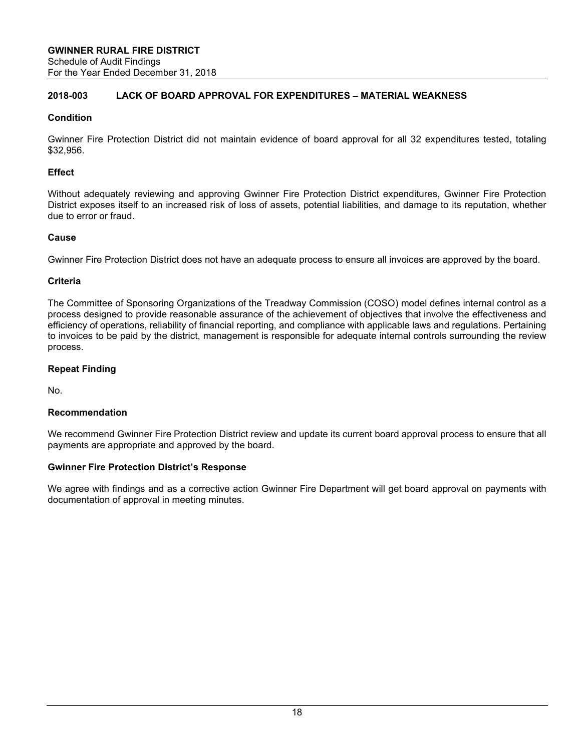**GWINNER RURAL FIRE DISTRICT**
Schedule of Audit Findings
For the Year Ended December 31, 2018

## 2018-003 LACK OF BOARD APPROVAL FOR EXPENDITURES – MATERIAL WEAKNESS

### Condition

Gwinner Fire Protection District did not maintain evidence of board approval for all 32 expenditures tested, totaling $32,956.

### Effect

Without adequately reviewing and approving Gwinner Fire Protection District expenditures, Gwinner Fire Protection District exposes itself to an increased risk of loss of assets, potential liabilities, and damage to its reputation, whether due to error or fraud.

### Cause

Gwinner Fire Protection District does not have an adequate process to ensure all invoices are approved by the board.

### Criteria

The Committee of Sponsoring Organizations of the Treadway Commission (COSO) model defines internal control as a process designed to provide reasonable assurance of the achievement of objectives that involve the effectiveness and efficiency of operations, reliability of financial reporting, and compliance with applicable laws and regulations. Pertaining to invoices to be paid by the district, management is responsible for adequate internal controls surrounding the review process.

### Repeat Finding

No.

### Recommendation

We recommend Gwinner Fire Protection District review and update its current board approval process to ensure that all payments are appropriate and approved by the board.

### Gwinner Fire Protection District's Response

We agree with findings and as a corrective action Gwinner Fire Department will get board approval on payments with documentation of approval in meeting minutes.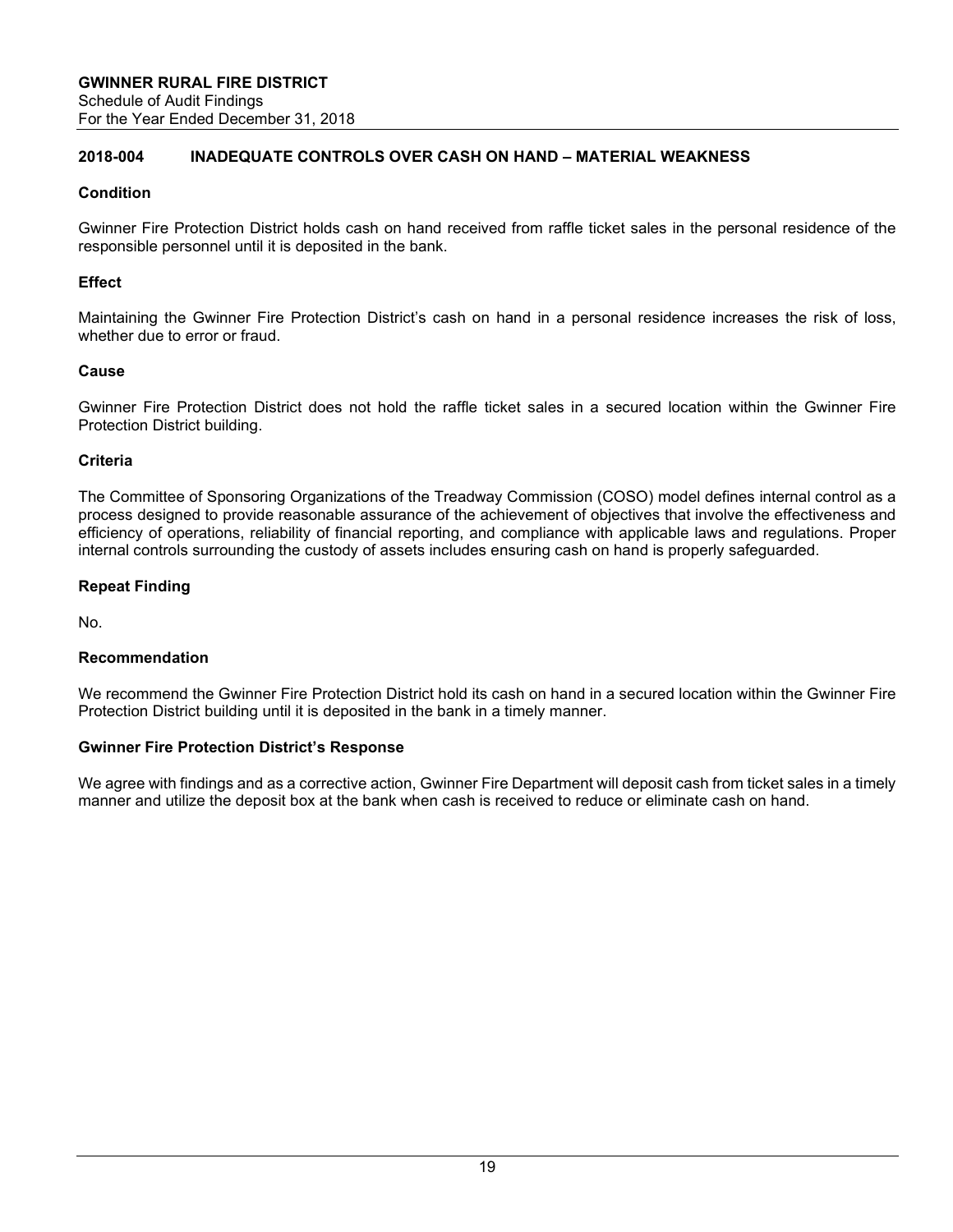**GWINNER RURAL FIRE DISTRICT**
Schedule of Audit Findings
For the Year Ended December 31, 2018

## 2018-004 INADEQUATE CONTROLS OVER CASH ON HAND – MATERIAL WEAKNESS

### Condition

Gwinner Fire Protection District holds cash on hand received from raffle ticket sales in the personal residence of the responsible personnel until it is deposited in the bank.

### Effect

Maintaining the Gwinner Fire Protection District's cash on hand in a personal residence increases the risk of loss, whether due to error or fraud.

### Cause

Gwinner Fire Protection District does not hold the raffle ticket sales in a secured location within the Gwinner Fire Protection District building.

### Criteria

The Committee of Sponsoring Organizations of the Treadway Commission (COSO) model defines internal control as a process designed to provide reasonable assurance of the achievement of objectives that involve the effectiveness and efficiency of operations, reliability of financial reporting, and compliance with applicable laws and regulations. Proper internal controls surrounding the custody of assets includes ensuring cash on hand is properly safeguarded.

### Repeat Finding

No.

### Recommendation

We recommend the Gwinner Fire Protection District hold its cash on hand in a secured location within the Gwinner Fire Protection District building until it is deposited in the bank in a timely manner.

### Gwinner Fire Protection District's Response

We agree with findings and as a corrective action, Gwinner Fire Department will deposit cash from ticket sales in a timely manner and utilize the deposit box at the bank when cash is received to reduce or eliminate cash on hand.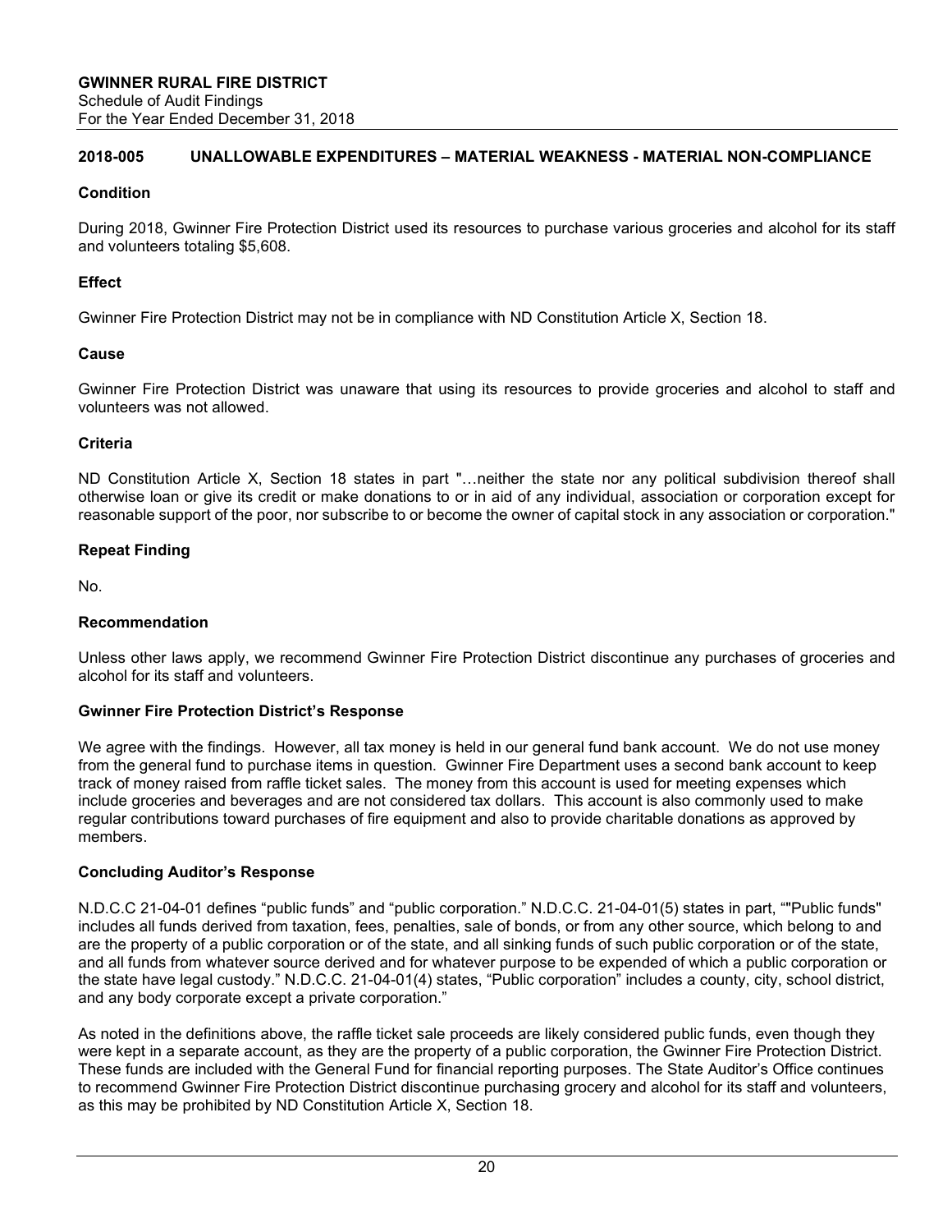**GWINNER RURAL FIRE DISTRICT**
Schedule of Audit Findings
For the Year Ended December 31, 2018

## 2018-005 UNALLOWABLE EXPENDITURES – MATERIAL WEAKNESS - MATERIAL NON-COMPLIANCE

### Condition

During 2018, Gwinner Fire Protection District used its resources to purchase various groceries and alcohol for its staff and volunteers totaling $5,608.

### Effect

Gwinner Fire Protection District may not be in compliance with ND Constitution Article X, Section 18.

### Cause

Gwinner Fire Protection District was unaware that using its resources to provide groceries and alcohol to staff and volunteers was not allowed.

### Criteria

ND Constitution Article X, Section 18 states in part "…neither the state nor any political subdivision thereof shall otherwise loan or give its credit or make donations to or in aid of any individual, association or corporation except for reasonable support of the poor, nor subscribe to or become the owner of capital stock in any association or corporation."

### Repeat Finding

No.

### Recommendation

Unless other laws apply, we recommend Gwinner Fire Protection District discontinue any purchases of groceries and alcohol for its staff and volunteers.

### Gwinner Fire Protection District's Response

We agree with the findings. However, all tax money is held in our general fund bank account. We do not use money from the general fund to purchase items in question. Gwinner Fire Department uses a second bank account to keep track of money raised from raffle ticket sales. The money from this account is used for meeting expenses which include groceries and beverages and are not considered tax dollars. This account is also commonly used to make regular contributions toward purchases of fire equipment and also to provide charitable donations as approved by members.

### Concluding Auditor's Response

N.D.C.C 21-04-01 defines "public funds" and "public corporation." N.D.C.C. 21-04-01(5) states in part, ""Public funds" includes all funds derived from taxation, fees, penalties, sale of bonds, or from any other source, which belong to and are the property of a public corporation or of the state, and all sinking funds of such public corporation or of the state, and all funds from whatever source derived and for whatever purpose to be expended of which a public corporation or the state have legal custody." N.D.C.C. 21-04-01(4) states, "Public corporation" includes a county, city, school district, and any body corporate except a private corporation."

As noted in the definitions above, the raffle ticket sale proceeds are likely considered public funds, even though they were kept in a separate account, as they are the property of a public corporation, the Gwinner Fire Protection District. These funds are included with the General Fund for financial reporting purposes. The State Auditor's Office continues to recommend Gwinner Fire Protection District discontinue purchasing grocery and alcohol for its staff and volunteers, as this may be prohibited by ND Constitution Article X, Section 18.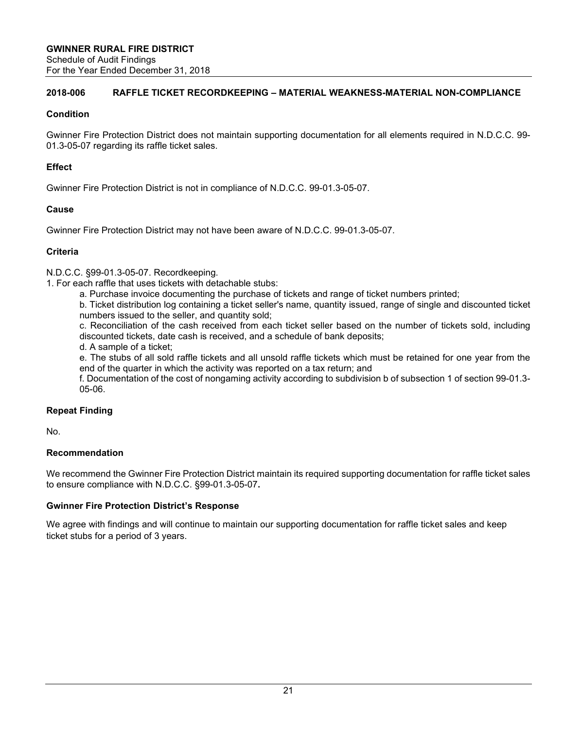**GWINNER RURAL FIRE DISTRICT**
Schedule of Audit Findings
For the Year Ended December 31, 2018

## 2018-006 RAFFLE TICKET RECORDKEEPING – MATERIAL WEAKNESS-MATERIAL NON-COMPLIANCE

### Condition

Gwinner Fire Protection District does not maintain supporting documentation for all elements required in N.D.C.C. 99-01.3-05-07 regarding its raffle ticket sales.

### Effect

Gwinner Fire Protection District is not in compliance of N.D.C.C. 99-01.3-05-07.

### Cause

Gwinner Fire Protection District may not have been aware of N.D.C.C. 99-01.3-05-07.

### Criteria

N.D.C.C. §99-01.3-05-07. Recordkeeping.

1. For each raffle that uses tickets with detachable stubs:

   a. Purchase invoice documenting the purchase of tickets and range of ticket numbers printed;

   b. Ticket distribution log containing a ticket seller's name, quantity issued, range of single and discounted ticket numbers issued to the seller, and quantity sold;

   c. Reconciliation of the cash received from each ticket seller based on the number of tickets sold, including discounted tickets, date cash is received, and a schedule of bank deposits;

   d. A sample of a ticket;

   e. The stubs of all sold raffle tickets and all unsold raffle tickets which must be retained for one year from the end of the quarter in which the activity was reported on a tax return; and

   f. Documentation of the cost of nongaming activity according to subdivision b of subsection 1 of section 99-01.3-05-06.

### Repeat Finding

No.

### Recommendation

We recommend the Gwinner Fire Protection District maintain its required supporting documentation for raffle ticket sales to ensure compliance with N.D.C.C. §99-01.3-05-07**.**

### Gwinner Fire Protection District's Response

We agree with findings and will continue to maintain our supporting documentation for raffle ticket sales and keep ticket stubs for a period of 3 years.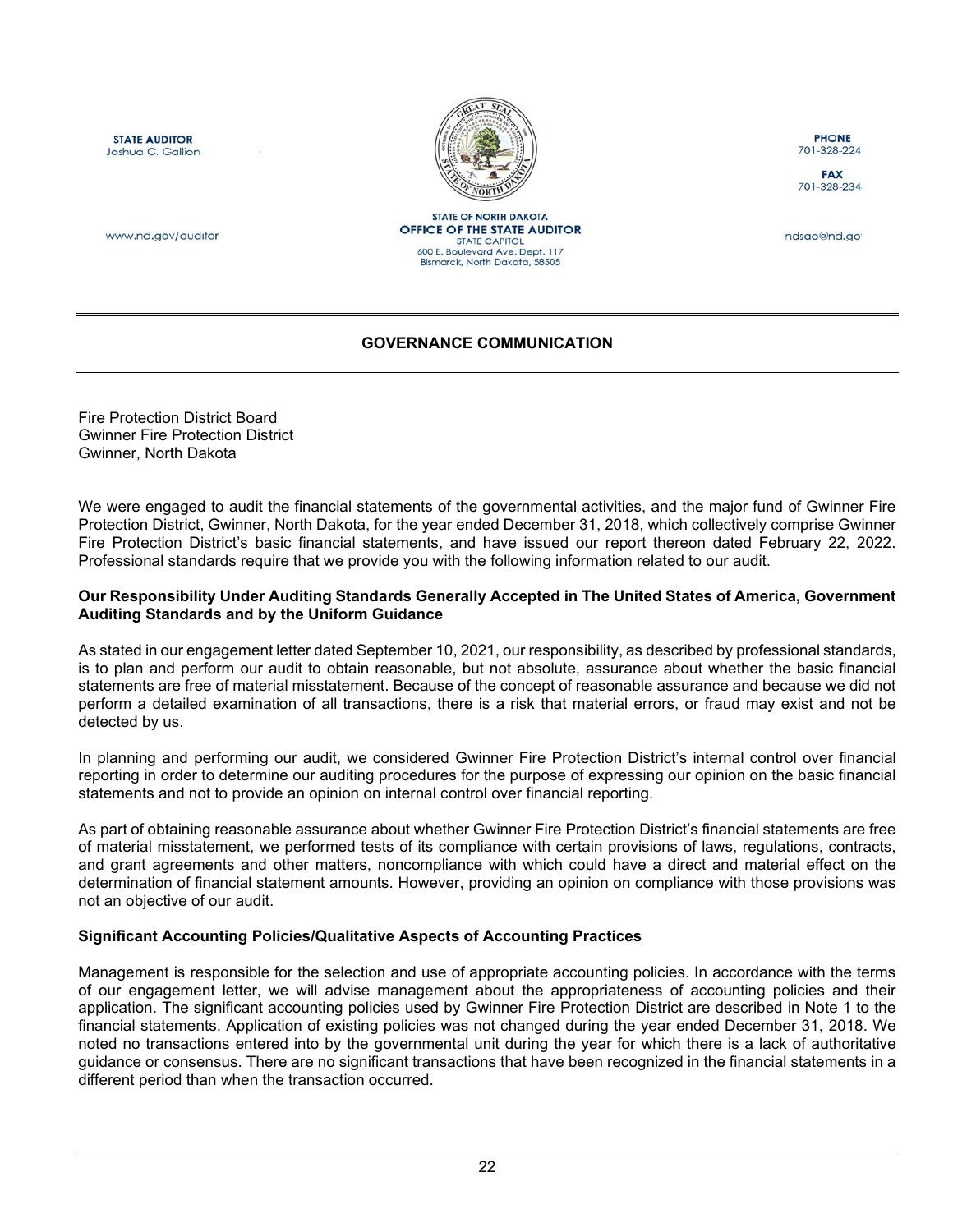**STATE AUDITOR**
Joshua C. Gallion

www.nd.gov/auditor

STATE OF NORTH DAKOTA
**OFFICE OF THE STATE AUDITOR**
STATE CAPITOL
600 E. Boulevard Ave. Dept. 117
Bismarck, North Dakota, 58505

**PHONE**
701-328-224

**FAX**
701-328-234

ndsao@nd.go

## GOVERNANCE COMMUNICATION

Fire Protection District Board
Gwinner Fire Protection District
Gwinner, North Dakota

We were engaged to audit the financial statements of the governmental activities, and the major fund of Gwinner Fire Protection District, Gwinner, North Dakota, for the year ended December 31, 2018, which collectively comprise Gwinner Fire Protection District's basic financial statements, and have issued our report thereon dated February 22, 2022. Professional standards require that we provide you with the following information related to our audit.

**Our Responsibility Under Auditing Standards Generally Accepted in The United States of America, Government Auditing Standards and by the Uniform Guidance**

As stated in our engagement letter dated September 10, 2021, our responsibility, as described by professional standards, is to plan and perform our audit to obtain reasonable, but not absolute, assurance about whether the basic financial statements are free of material misstatement. Because of the concept of reasonable assurance and because we did not perform a detailed examination of all transactions, there is a risk that material errors, or fraud may exist and not be detected by us.

In planning and performing our audit, we considered Gwinner Fire Protection District's internal control over financial reporting in order to determine our auditing procedures for the purpose of expressing our opinion on the basic financial statements and not to provide an opinion on internal control over financial reporting.

As part of obtaining reasonable assurance about whether Gwinner Fire Protection District's financial statements are free of material misstatement, we performed tests of its compliance with certain provisions of laws, regulations, contracts, and grant agreements and other matters, noncompliance with which could have a direct and material effect on the determination of financial statement amounts. However, providing an opinion on compliance with those provisions was not an objective of our audit.

**Significant Accounting Policies/Qualitative Aspects of Accounting Practices**

Management is responsible for the selection and use of appropriate accounting policies. In accordance with the terms of our engagement letter, we will advise management about the appropriateness of accounting policies and their application. The significant accounting policies used by Gwinner Fire Protection District are described in Note 1 to the financial statements. Application of existing policies was not changed during the year ended December 31, 2018. We noted no transactions entered into by the governmental unit during the year for which there is a lack of authoritative guidance or consensus. There are no significant transactions that have been recognized in the financial statements in a different period than when the transaction occurred.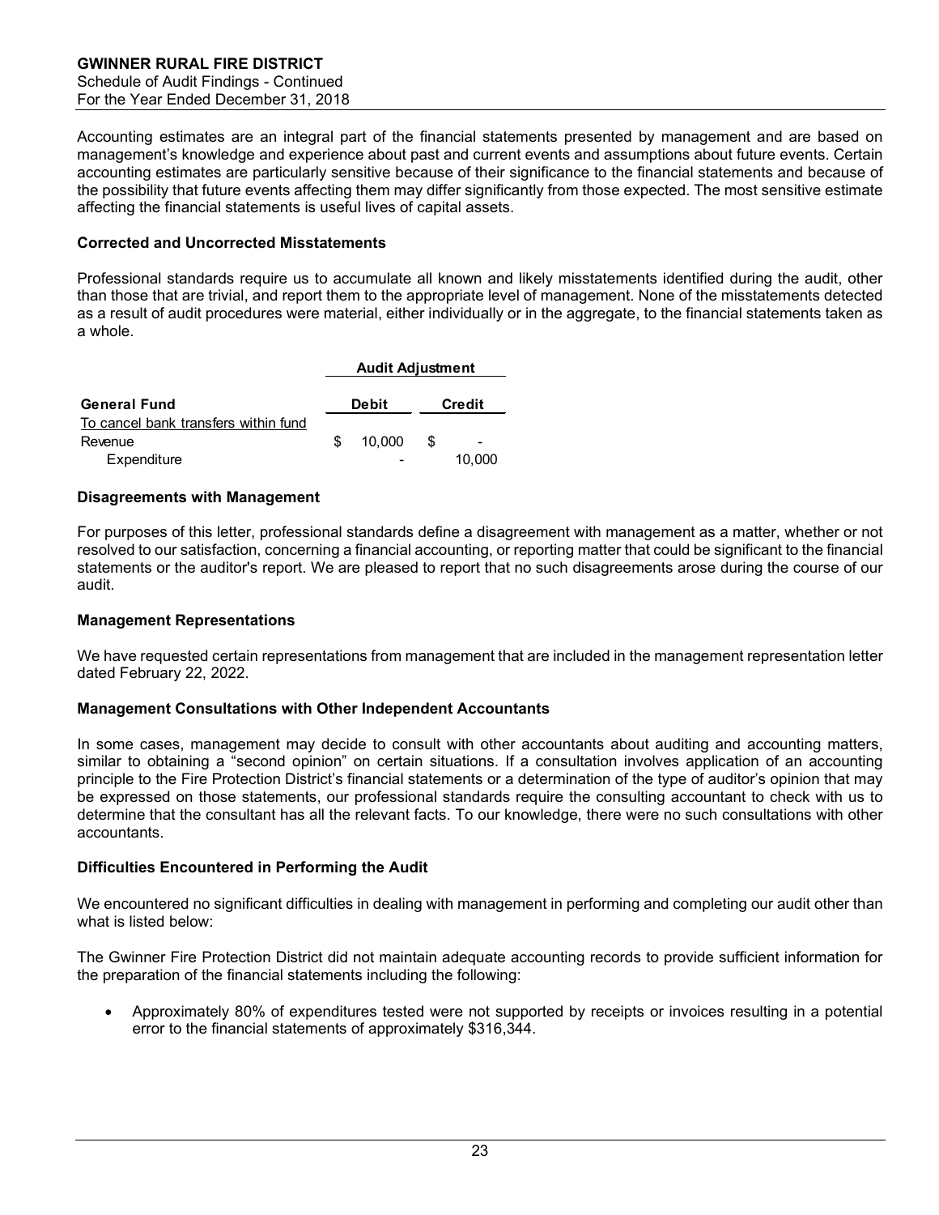Accounting estimates are an integral part of the financial statements presented by management and are based on management's knowledge and experience about past and current events and assumptions about future events. Certain accounting estimates are particularly sensitive because of their significance to the financial statements and because of the possibility that future events affecting them may differ significantly from those expected. The most sensitive estimate affecting the financial statements is useful lives of capital assets.

**Corrected and Uncorrected Misstatements**

Professional standards require us to accumulate all known and likely misstatements identified during the audit, other than those that are trivial, and report them to the appropriate level of management. None of the misstatements detected as a result of audit procedures were material, either individually or in the aggregate, to the financial statements taken as a whole.

| | Audit Adjustment | |
|---|---|---|
| **General Fund** | **Debit** | **Credit** |
| To cancel bank transfers within fund | | |
| Revenue | $ 10,000 | $ - |
| Expenditure | - | 10,000 |

**Disagreements with Management**

For purposes of this letter, professional standards define a disagreement with management as a matter, whether or not resolved to our satisfaction, concerning a financial accounting, or reporting matter that could be significant to the financial statements or the auditor's report. We are pleased to report that no such disagreements arose during the course of our audit.

**Management Representations**

We have requested certain representations from management that are included in the management representation letter dated February 22, 2022.

**Management Consultations with Other Independent Accountants**

In some cases, management may decide to consult with other accountants about auditing and accounting matters, similar to obtaining a "second opinion" on certain situations. If a consultation involves application of an accounting principle to the Fire Protection District's financial statements or a determination of the type of auditor's opinion that may be expressed on those statements, our professional standards require the consulting accountant to check with us to determine that the consultant has all the relevant facts. To our knowledge, there were no such consultations with other accountants.

**Difficulties Encountered in Performing the Audit**

We encountered no significant difficulties in dealing with management in performing and completing our audit other than what is listed below:

The Gwinner Fire Protection District did not maintain adequate accounting records to provide sufficient information for the preparation of the financial statements including the following:

- Approximately 80% of expenditures tested were not supported by receipts or invoices resulting in a potential error to the financial statements of approximately $316,344.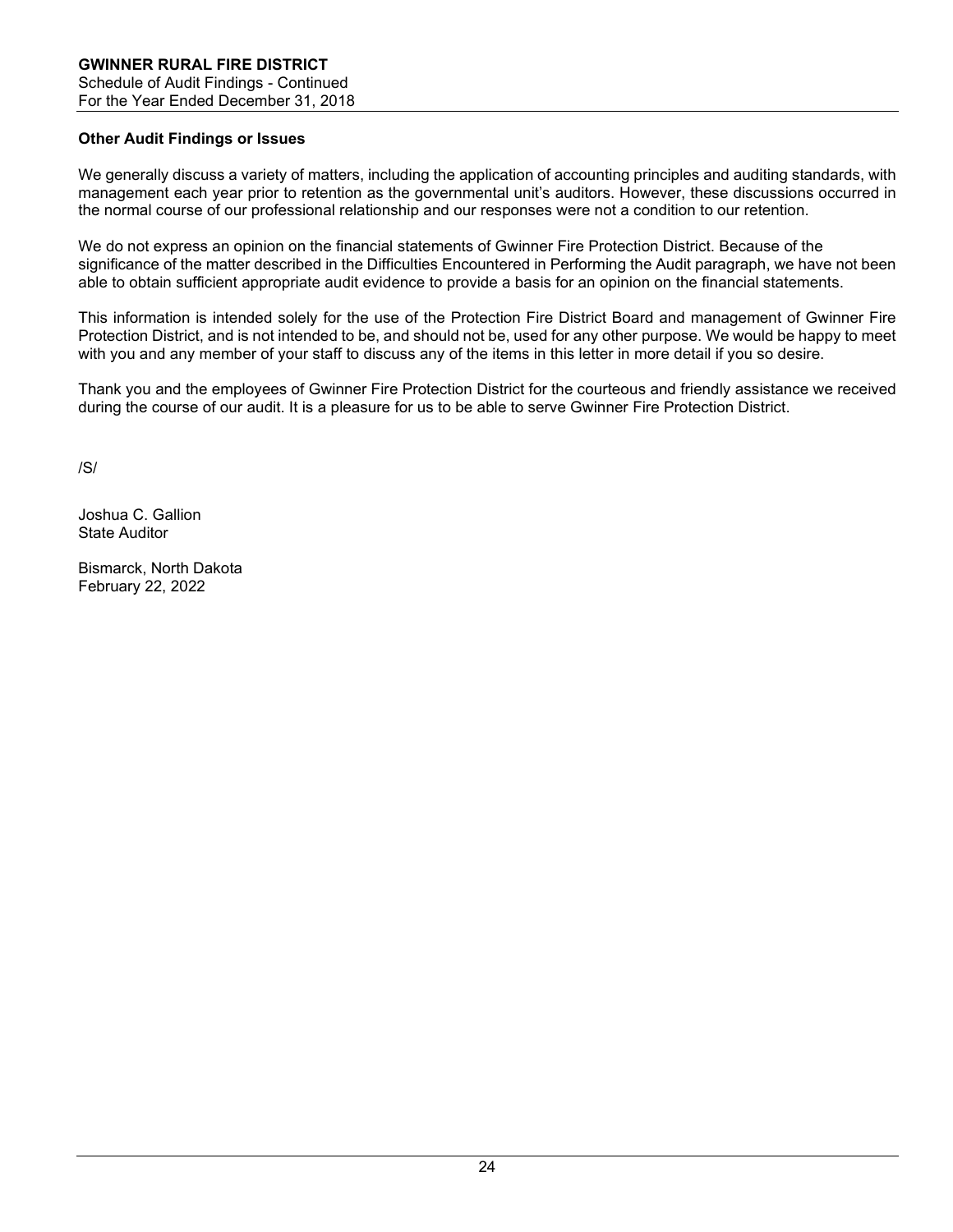## Other Audit Findings or Issues

We generally discuss a variety of matters, including the application of accounting principles and auditing standards, with management each year prior to retention as the governmental unit's auditors. However, these discussions occurred in the normal course of our professional relationship and our responses were not a condition to our retention.

We do not express an opinion on the financial statements of Gwinner Fire Protection District. Because of the significance of the matter described in the Difficulties Encountered in Performing the Audit paragraph, we have not been able to obtain sufficient appropriate audit evidence to provide a basis for an opinion on the financial statements.

This information is intended solely for the use of the Protection Fire District Board and management of Gwinner Fire Protection District, and is not intended to be, and should not be, used for any other purpose. We would be happy to meet with you and any member of your staff to discuss any of the items in this letter in more detail if you so desire.

Thank you and the employees of Gwinner Fire Protection District for the courteous and friendly assistance we received during the course of our audit. It is a pleasure for us to be able to serve Gwinner Fire Protection District.

/S/

Joshua C. Gallion
State Auditor

Bismarck, North Dakota
February 22, 2022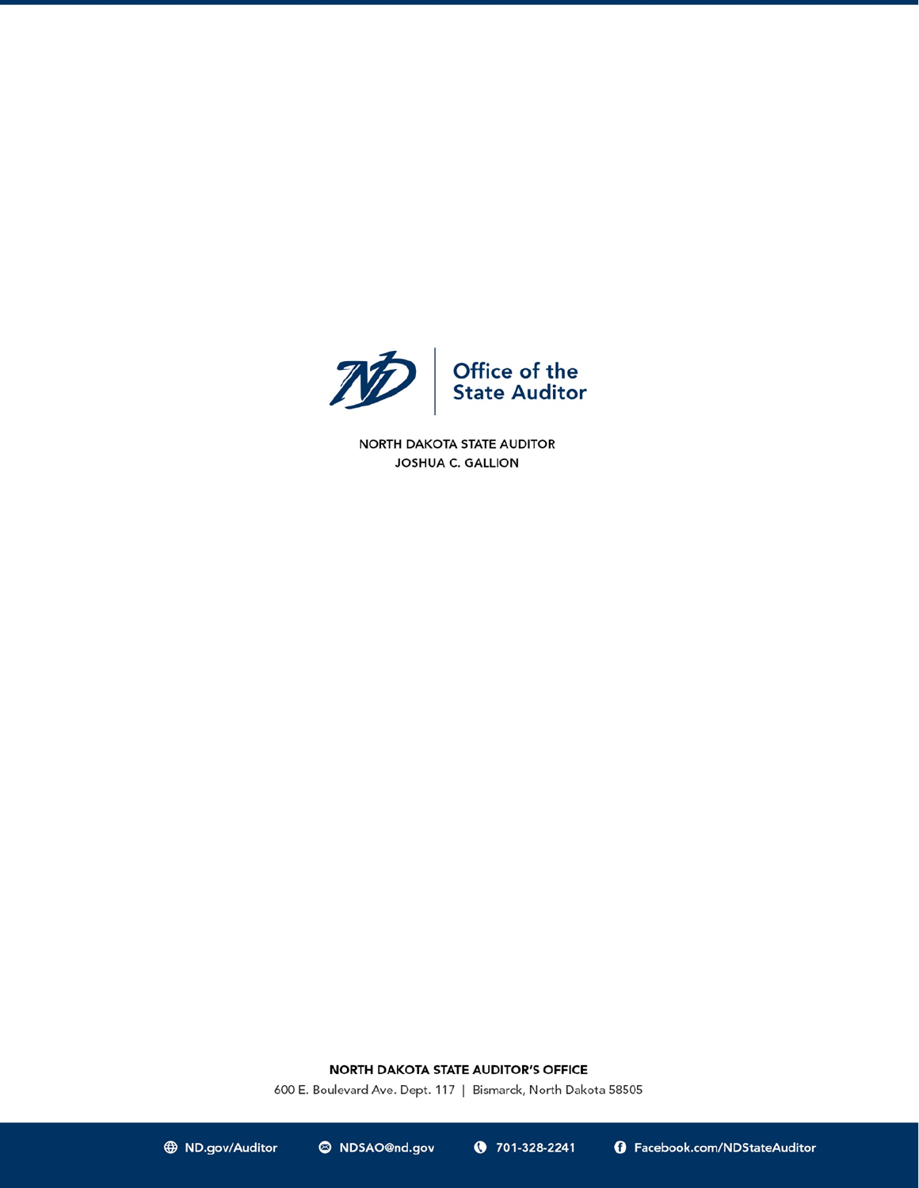Office of the State Auditor

NORTH DAKOTA STATE AUDITOR
JOSHUA C. GALLION

**NORTH DAKOTA STATE AUDITOR'S OFFICE**

600 E. Boulevard Ave. Dept. 117 | Bismarck, North Dakota 58505

ND.gov/Auditor | NDSAO@nd.gov | 701-328-2241 | Facebook.com/NDStateAuditor